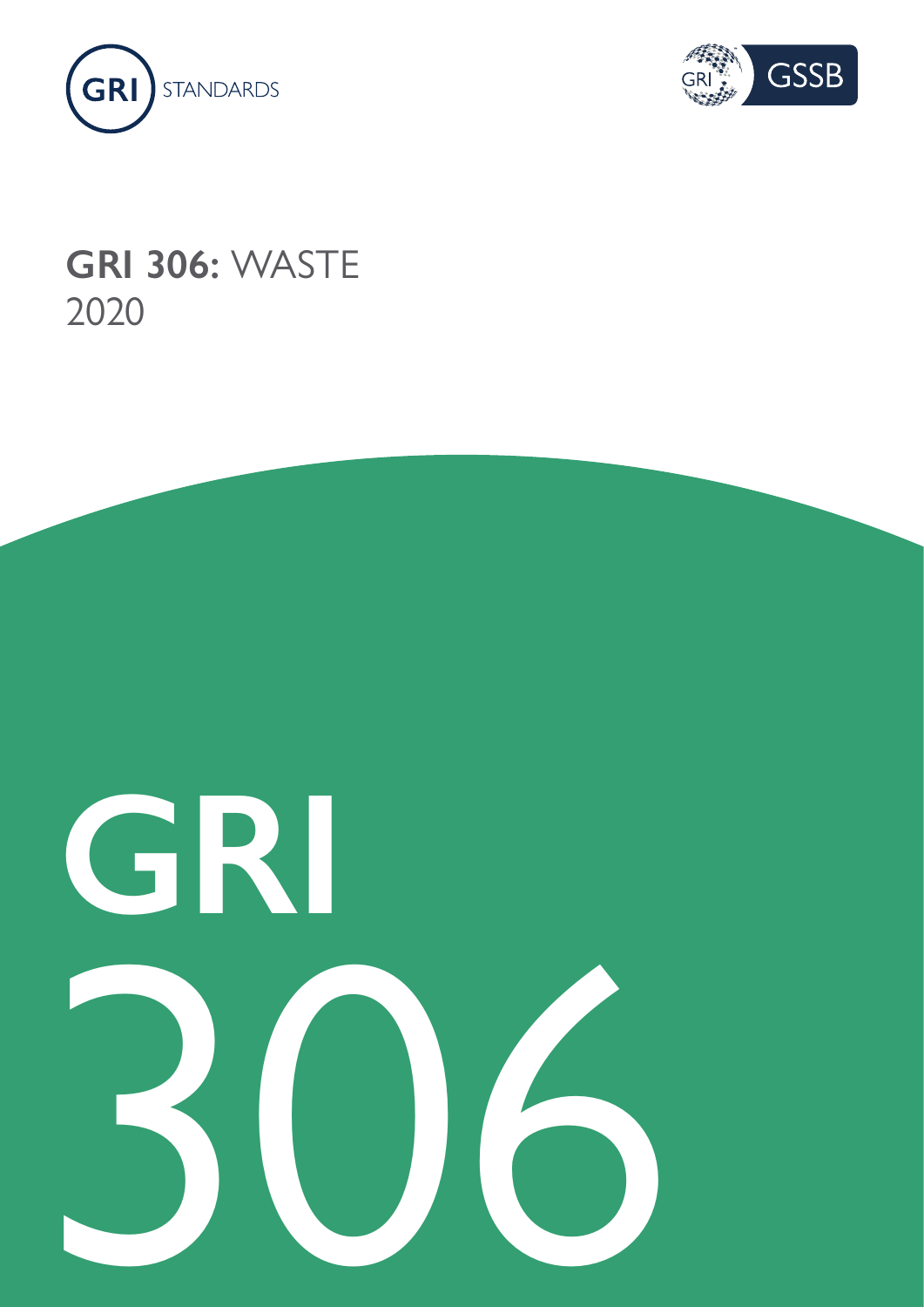GRI STANDARDS

GRI GSSB

# GRI 306: WASTE 2020

GRI 306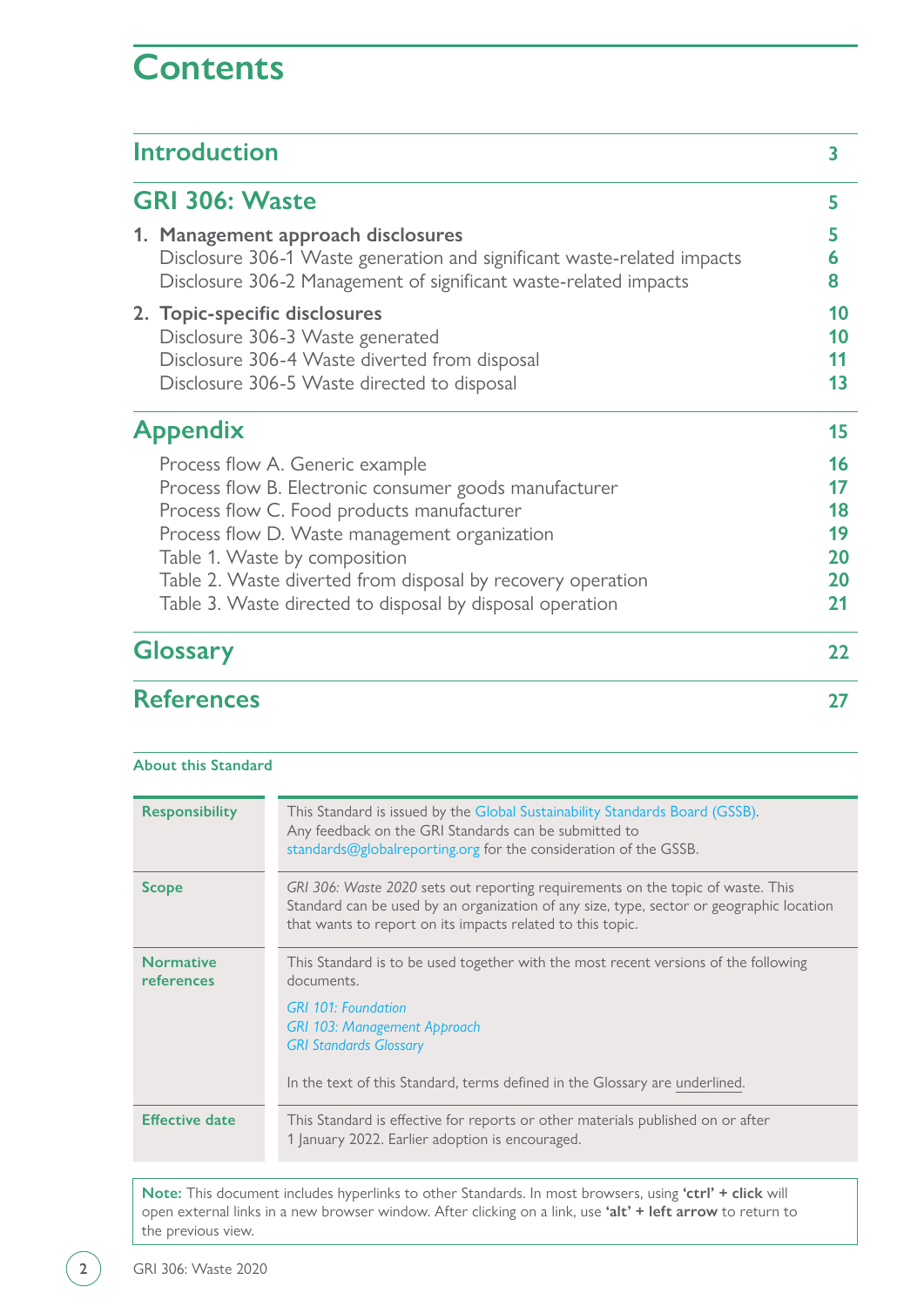# Contents

| | |
|---|---|
| **Introduction** | **3** |
| **GRI 306: Waste** | **5** |
| **1. Management approach disclosures** | **5** |
| Disclosure 306-1 Waste generation and significant waste-related impacts | **6** |
| Disclosure 306-2 Management of significant waste-related impacts | **8** |
| **2. Topic-specific disclosures** | **10** |
| Disclosure 306-3 Waste generated | **10** |
| Disclosure 306-4 Waste diverted from disposal | **11** |
| Disclosure 306-5 Waste directed to disposal | **13** |
| **Appendix** | **15** |
| Process flow A. Generic example | **16** |
| Process flow B. Electronic consumer goods manufacturer | **17** |
| Process flow C. Food products manufacturer | **18** |
| Process flow D. Waste management organization | **19** |
| Table 1. Waste by composition | **20** |
| Table 2. Waste diverted from disposal by recovery operation | **20** |
| Table 3. Waste directed to disposal by disposal operation | **21** |
| **Glossary** | **22** |
| **References** | **27** |

### About this Standard

| | |
|---|---|
| **Responsibility** | This Standard is issued by the Global Sustainability Standards Board (GSSB). Any feedback on the GRI Standards can be submitted to standards@globalreporting.org for the consideration of the GSSB. |
| **Scope** | *GRI 306: Waste 2020* sets out reporting requirements on the topic of waste. This Standard can be used by an organization of any size, type, sector or geographic location that wants to report on its impacts related to this topic. |
| **Normative references** | This Standard is to be used together with the most recent versions of the following documents.<br><br>*GRI 101: Foundation*<br>*GRI 103: Management Approach*<br>*GRI Standards Glossary*<br><br>In the text of this Standard, terms defined in the Glossary are underlined. |
| **Effective date** | This Standard is effective for reports or other materials published on or after 1 January 2022. Earlier adoption is encouraged. |

**Note:** This document includes hyperlinks to other Standards. In most browsers, using **'ctrl' + click** will open external links in a new browser window. After clicking on a link, use **'alt' + left arrow** to return to the previous view.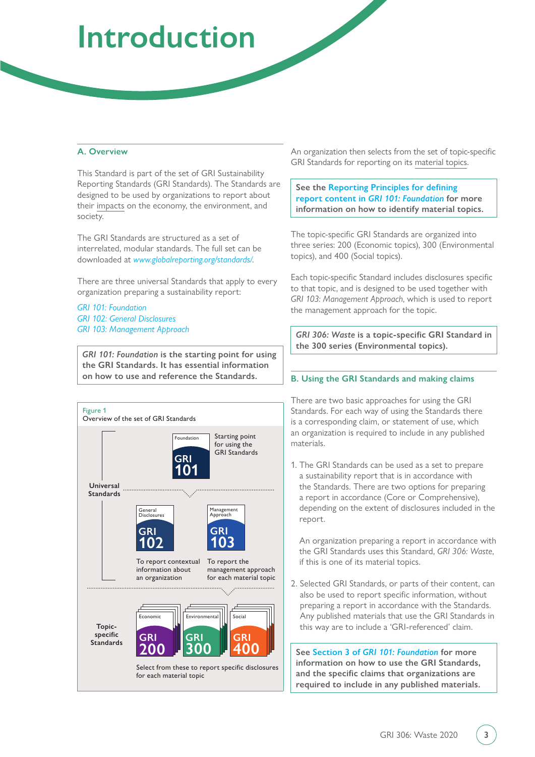# Introduction

## A. Overview

This Standard is part of the set of GRI Sustainability Reporting Standards (GRI Standards). The Standards are designed to be used by organizations to report about their impacts on the economy, the environment, and society.

The GRI Standards are structured as a set of interrelated, modular standards. The full set can be downloaded at *www.globalreporting.org/standards/*.

There are three universal Standards that apply to every organization preparing a sustainability report:

*GRI 101: Foundation*
*GRI 102: General Disclosures*
*GRI 103: Management Approach*

***GRI 101: Foundation*** **is the starting point for using the GRI Standards. It has essential information on how to use and reference the Standards.**

Figure 1
Overview of the set of GRI Standards

Universal Standards

- Foundation — GRI 101 — Starting point for using the GRI Standards
- General Disclosures — GRI 102 — To report contextual information about an organization
- Management Approach — GRI 103 — To report the management approach for each material topic

Topic-specific Standards

- Economic — GRI 200
- Environmental — GRI 300
- Social — GRI 400

Select from these to report specific disclosures for each material topic

An organization then selects from the set of topic-specific GRI Standards for reporting on its material topics.

**See the Reporting Principles for defining report content in *GRI 101: Foundation* for more information on how to identify material topics.**

The topic-specific GRI Standards are organized into three series: 200 (Economic topics), 300 (Environmental topics), and 400 (Social topics).

Each topic-specific Standard includes disclosures specific to that topic, and is designed to be used together with *GRI 103: Management Approach*, which is used to report the management approach for the topic.

***GRI 306: Waste*** **is a topic-specific GRI Standard in the 300 series (Environmental topics).**

## B. Using the GRI Standards and making claims

There are two basic approaches for using the GRI Standards. For each way of using the Standards there is a corresponding claim, or statement of use, which an organization is required to include in any published materials.

1. The GRI Standards can be used as a set to prepare a sustainability report that is in accordance with the Standards. There are two options for preparing a report in accordance (Core or Comprehensive), depending on the extent of disclosures included in the report.

   An organization preparing a report in accordance with the GRI Standards uses this Standard, *GRI 306: Waste*, if this is one of its material topics.

2. Selected GRI Standards, or parts of their content, can also be used to report specific information, without preparing a report in accordance with the Standards. Any published materials that use the GRI Standards in this way are to include a 'GRI-referenced' claim.

**See Section 3 of *GRI 101: Foundation* for more information on how to use the GRI Standards, and the specific claims that organizations are required to include in any published materials.**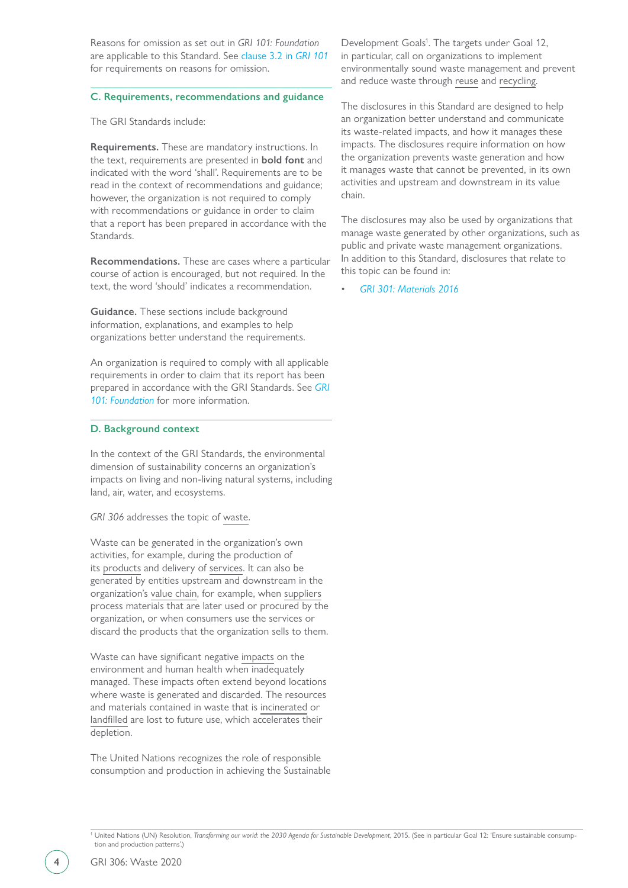Reasons for omission as set out in *GRI 101: Foundation* are applicable to this Standard. See clause 3.2 in *GRI 101* for requirements on reasons for omission.

## C. Requirements, recommendations and guidance

The GRI Standards include:

**Requirements.** These are mandatory instructions. In the text, requirements are presented in **bold font** and indicated with the word 'shall'. Requirements are to be read in the context of recommendations and guidance; however, the organization is not required to comply with recommendations or guidance in order to claim that a report has been prepared in accordance with the Standards.

**Recommendations.** These are cases where a particular course of action is encouraged, but not required. In the text, the word 'should' indicates a recommendation.

**Guidance.** These sections include background information, explanations, and examples to help organizations better understand the requirements.

An organization is required to comply with all applicable requirements in order to claim that its report has been prepared in accordance with the GRI Standards. See *GRI 101: Foundation* for more information.

## D. Background context

In the context of the GRI Standards, the environmental dimension of sustainability concerns an organization's impacts on living and non-living natural systems, including land, air, water, and ecosystems.

*GRI 306* addresses the topic of waste.

Waste can be generated in the organization's own activities, for example, during the production of its products and delivery of services. It can also be generated by entities upstream and downstream in the organization's value chain, for example, when suppliers process materials that are later used or procured by the organization, or when consumers use the services or discard the products that the organization sells to them.

Waste can have significant negative impacts on the environment and human health when inadequately managed. These impacts often extend beyond locations where waste is generated and discarded. The resources and materials contained in waste that is incinerated or landfilled are lost to future use, which accelerates their depletion.

The United Nations recognizes the role of responsible consumption and production in achieving the Sustainable Development Goals[1]. The targets under Goal 12, in particular, call on organizations to implement environmentally sound waste management and prevent and reduce waste through reuse and recycling.

The disclosures in this Standard are designed to help an organization better understand and communicate its waste-related impacts, and how it manages these impacts. The disclosures require information on how the organization prevents waste generation and how it manages waste that cannot be prevented, in its own activities and upstream and downstream in its value chain.

The disclosures may also be used by organizations that manage waste generated by other organizations, such as public and private waste management organizations. In addition to this Standard, disclosures that relate to this topic can be found in:

- *GRI 301: Materials 2016*

[1] United Nations (UN) Resolution, *Transforming our world: the 2030 Agenda for Sustainable Development*, 2015. (See in particular Goal 12: 'Ensure sustainable consumption and production patterns'.)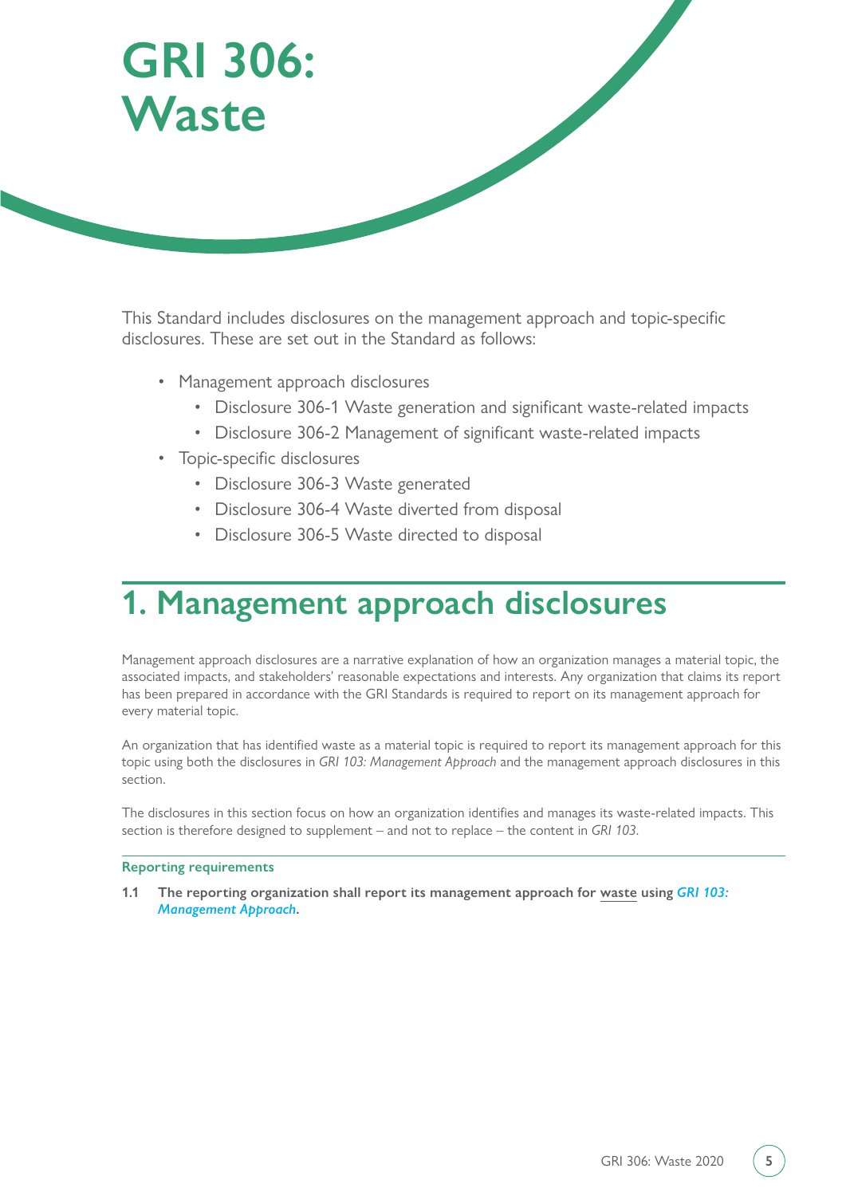# GRI 306: Waste

This Standard includes disclosures on the management approach and topic-specific disclosures. These are set out in the Standard as follows:

- Management approach disclosures
  - Disclosure 306-1 Waste generation and significant waste-related impacts
  - Disclosure 306-2 Management of significant waste-related impacts
- Topic-specific disclosures
  - Disclosure 306-3 Waste generated
  - Disclosure 306-4 Waste diverted from disposal
  - Disclosure 306-5 Waste directed to disposal

## 1. Management approach disclosures

Management approach disclosures are a narrative explanation of how an organization manages a material topic, the associated impacts, and stakeholders' reasonable expectations and interests. Any organization that claims its report has been prepared in accordance with the GRI Standards is required to report on its management approach for every material topic.

An organization that has identified waste as a material topic is required to report its management approach for this topic using both the disclosures in *GRI 103: Management Approach* and the management approach disclosures in this section.

The disclosures in this section focus on how an organization identifies and manages its waste-related impacts. This section is therefore designed to supplement – and not to replace – the content in *GRI 103*.

### Reporting requirements

**1.1 The reporting organization shall report its management approach for waste using *GRI 103: Management Approach*.**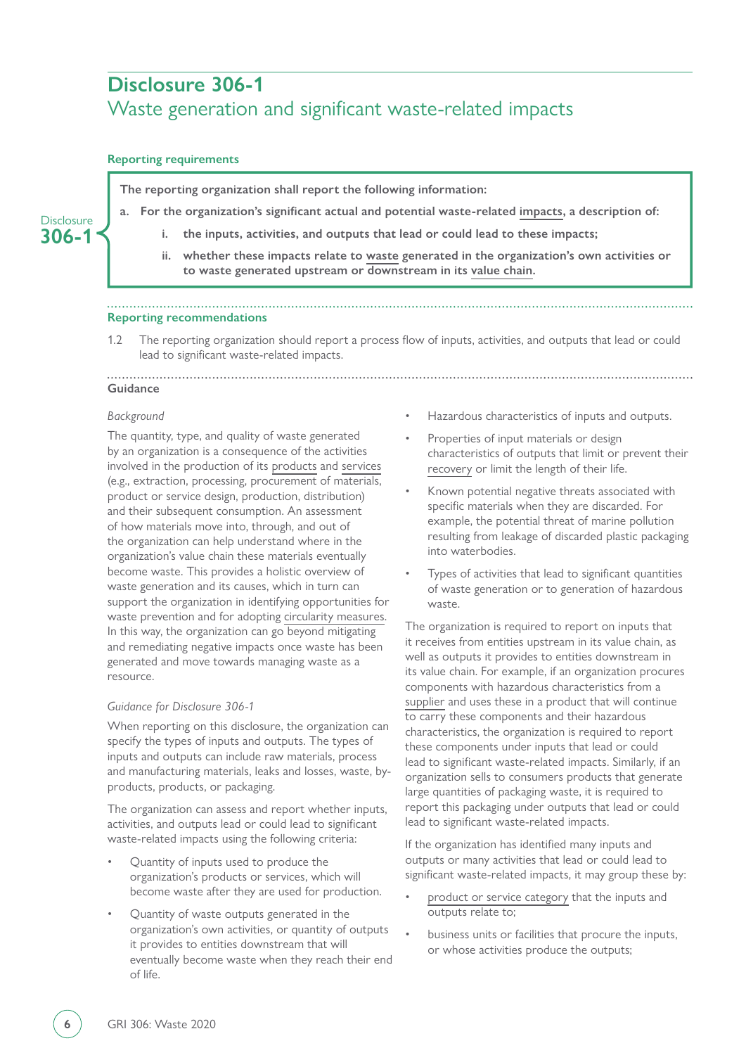# Disclosure 306-1

## Waste generation and significant waste-related impacts

### Reporting requirements

Disclosure **306-1**

**The reporting organization shall report the following information:**

**a. For the organization's significant actual and potential waste-related impacts, a description of:**

**i. the inputs, activities, and outputs that lead or could lead to these impacts;**

**ii. whether these impacts relate to waste generated in the organization's own activities or to waste generated upstream or downstream in its value chain.**

### Reporting recommendations

1.2 The reporting organization should report a process flow of inputs, activities, and outputs that lead or could lead to significant waste-related impacts.

### Guidance

*Background*

The quantity, type, and quality of waste generated by an organization is a consequence of the activities involved in the production of its products and services (e.g., extraction, processing, procurement of materials, product or service design, production, distribution) and their subsequent consumption. An assessment of how materials move into, through, and out of the organization can help understand where in the organization's value chain these materials eventually become waste. This provides a holistic overview of waste generation and its causes, which in turn can support the organization in identifying opportunities for waste prevention and for adopting circularity measures. In this way, the organization can go beyond mitigating and remediating negative impacts once waste has been generated and move towards managing waste as a resource.

*Guidance for Disclosure 306-1*

When reporting on this disclosure, the organization can specify the types of inputs and outputs. The types of inputs and outputs can include raw materials, process and manufacturing materials, leaks and losses, waste, by-products, products, or packaging.

The organization can assess and report whether inputs, activities, and outputs lead or could lead to significant waste-related impacts using the following criteria:

- Quantity of inputs used to produce the organization's products or services, which will become waste after they are used for production.
- Quantity of waste outputs generated in the organization's own activities, or quantity of outputs it provides to entities downstream that will eventually become waste when they reach their end of life.
- Hazardous characteristics of inputs and outputs.
- Properties of input materials or design characteristics of outputs that limit or prevent their recovery or limit the length of their life.
- Known potential negative threats associated with specific materials when they are discarded. For example, the potential threat of marine pollution resulting from leakage of discarded plastic packaging into waterbodies.
- Types of activities that lead to significant quantities of waste generation or to generation of hazardous waste.

The organization is required to report on inputs that it receives from entities upstream in its value chain, as well as outputs it provides to entities downstream in its value chain. For example, if an organization procures components with hazardous characteristics from a supplier and uses these in a product that will continue to carry these components and their hazardous characteristics, the organization is required to report these components under inputs that lead or could lead to significant waste-related impacts. Similarly, if an organization sells to consumers products that generate large quantities of packaging waste, it is required to report this packaging under outputs that lead or could lead to significant waste-related impacts.

If the organization has identified many inputs and outputs or many activities that lead or could lead to significant waste-related impacts, it may group these by:

- product or service category that the inputs and outputs relate to;
- business units or facilities that procure the inputs, or whose activities produce the outputs;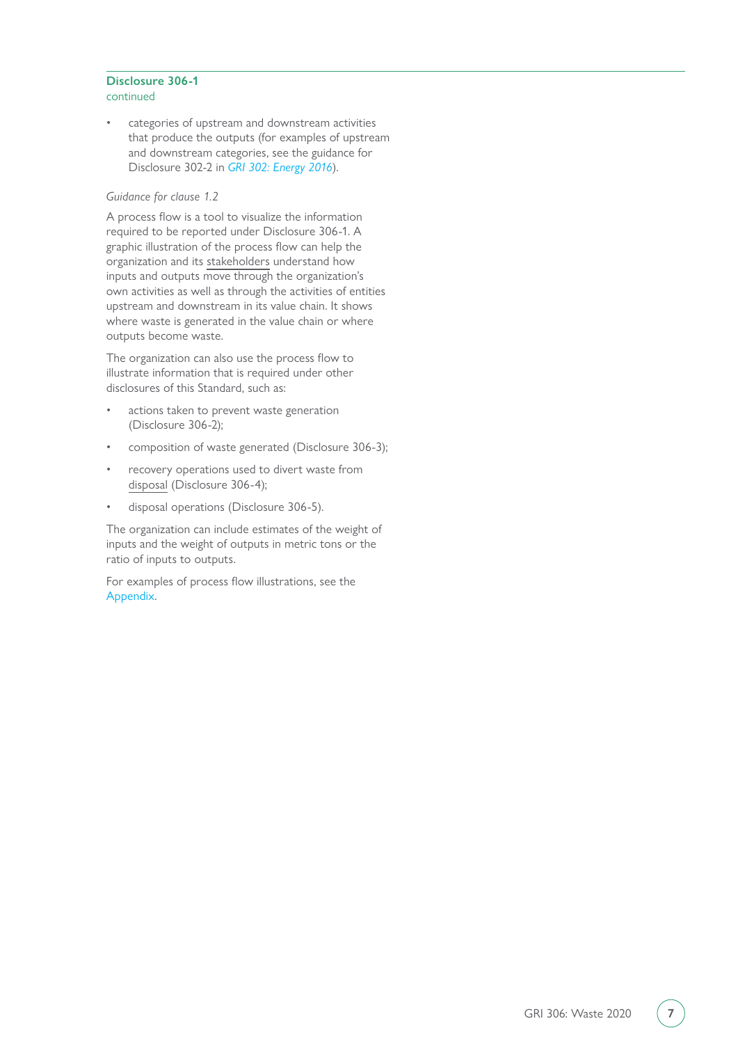**Disclosure 306-1**
continued

- categories of upstream and downstream activities that produce the outputs (for examples of upstream and downstream categories, see the guidance for Disclosure 302-2 in *GRI 302: Energy 2016*).

*Guidance for clause 1.2*

A process flow is a tool to visualize the information required to be reported under Disclosure 306-1. A graphic illustration of the process flow can help the organization and its stakeholders understand how inputs and outputs move through the organization's own activities as well as through the activities of entities upstream and downstream in its value chain. It shows where waste is generated in the value chain or where outputs become waste.

The organization can also use the process flow to illustrate information that is required under other disclosures of this Standard, such as:

- actions taken to prevent waste generation (Disclosure 306-2);
- composition of waste generated (Disclosure 306-3);
- recovery operations used to divert waste from disposal (Disclosure 306-4);
- disposal operations (Disclosure 306-5).

The organization can include estimates of the weight of inputs and the weight of outputs in metric tons or the ratio of inputs to outputs.

For examples of process flow illustrations, see the Appendix.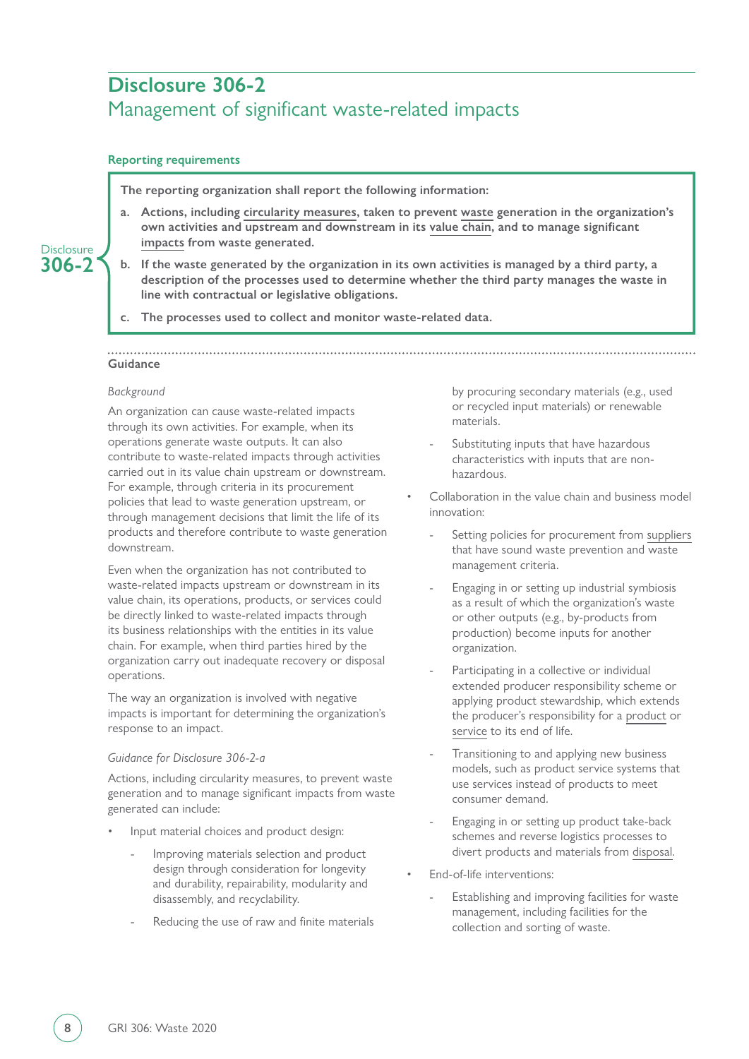## Disclosure 306-2
### Management of significant waste-related impacts

#### Reporting requirements

Disclosure 306-2

**The reporting organization shall report the following information:**

**a. Actions, including circularity measures, taken to prevent waste generation in the organization's own activities and upstream and downstream in its value chain, and to manage significant impacts from waste generated.**

**b. If the waste generated by the organization in its own activities is managed by a third party, a description of the processes used to determine whether the third party manages the waste in line with contractual or legislative obligations.**

**c. The processes used to collect and monitor waste-related data.**

#### Guidance

*Background*

An organization can cause waste-related impacts through its own activities. For example, when its operations generate waste outputs. It can also contribute to waste-related impacts through activities carried out in its value chain upstream or downstream. For example, through criteria in its procurement policies that lead to waste generation upstream, or through management decisions that limit the life of its products and therefore contribute to waste generation downstream.

Even when the organization has not contributed to waste-related impacts upstream or downstream in its value chain, its operations, products, or services could be directly linked to waste-related impacts through its business relationships with the entities in its value chain. For example, when third parties hired by the organization carry out inadequate recovery or disposal operations.

The way an organization is involved with negative impacts is important for determining the organization's response to an impact.

*Guidance for Disclosure 306-2-a*

Actions, including circularity measures, to prevent waste generation and to manage significant impacts from waste generated can include:

- Input material choices and product design:
  - Improving materials selection and product design through consideration for longevity and durability, repairability, modularity and disassembly, and recyclability.
  - Reducing the use of raw and finite materials by procuring secondary materials (e.g., used or recycled input materials) or renewable materials.
  - Substituting inputs that have hazardous characteristics with inputs that are non-hazardous.
- Collaboration in the value chain and business model innovation:
  - Setting policies for procurement from suppliers that have sound waste prevention and waste management criteria.
  - Engaging in or setting up industrial symbiosis as a result of which the organization's waste or other outputs (e.g., by-products from production) become inputs for another organization.
  - Participating in a collective or individual extended producer responsibility scheme or applying product stewardship, which extends the producer's responsibility for a product or service to its end of life.
  - Transitioning to and applying new business models, such as product service systems that use services instead of products to meet consumer demand.
  - Engaging in or setting up product take-back schemes and reverse logistics processes to divert products and materials from disposal.
- End-of-life interventions:
  - Establishing and improving facilities for waste management, including facilities for the collection and sorting of waste.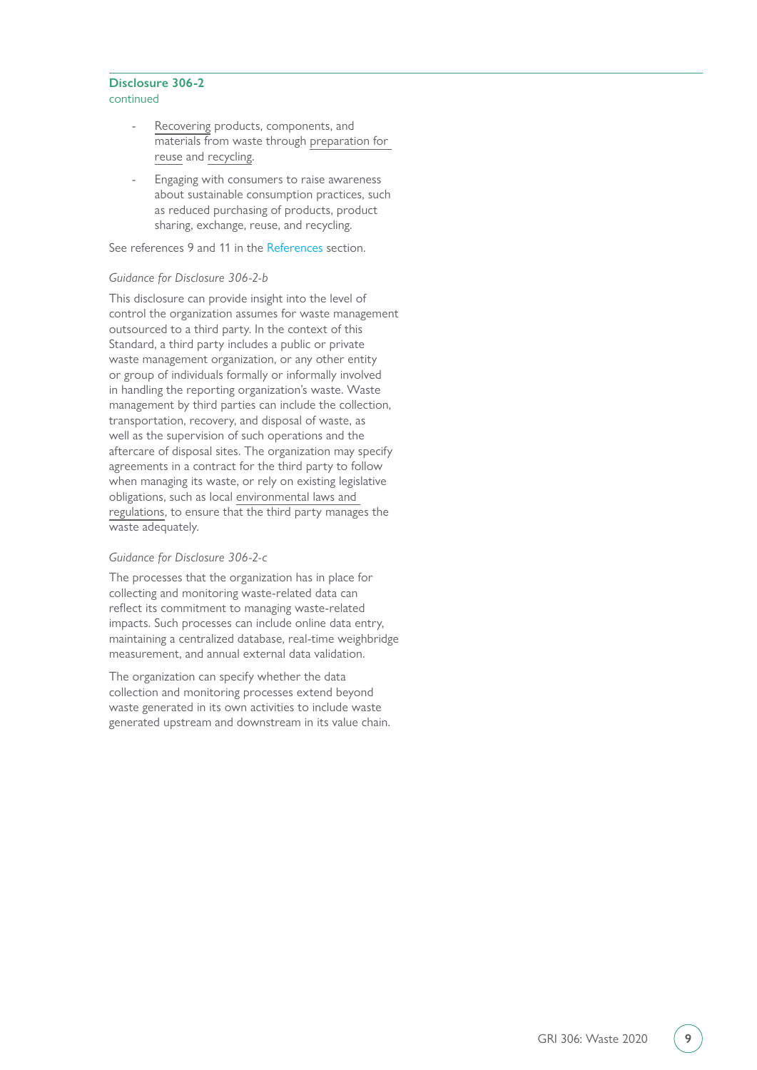**Disclosure 306-2**
continued

- Recovering products, components, and materials from waste through preparation for reuse and recycling.
- Engaging with consumers to raise awareness about sustainable consumption practices, such as reduced purchasing of products, product sharing, exchange, reuse, and recycling.

See references 9 and 11 in the References section.

*Guidance for Disclosure 306-2-b*

This disclosure can provide insight into the level of control the organization assumes for waste management outsourced to a third party. In the context of this Standard, a third party includes a public or private waste management organization, or any other entity or group of individuals formally or informally involved in handling the reporting organization's waste. Waste management by third parties can include the collection, transportation, recovery, and disposal of waste, as well as the supervision of such operations and the aftercare of disposal sites. The organization may specify agreements in a contract for the third party to follow when managing its waste, or rely on existing legislative obligations, such as local environmental laws and regulations, to ensure that the third party manages the waste adequately.

*Guidance for Disclosure 306-2-c*

The processes that the organization has in place for collecting and monitoring waste-related data can reflect its commitment to managing waste-related impacts. Such processes can include online data entry, maintaining a centralized database, real-time weighbridge measurement, and annual external data validation.

The organization can specify whether the data collection and monitoring processes extend beyond waste generated in its own activities to include waste generated upstream and downstream in its value chain.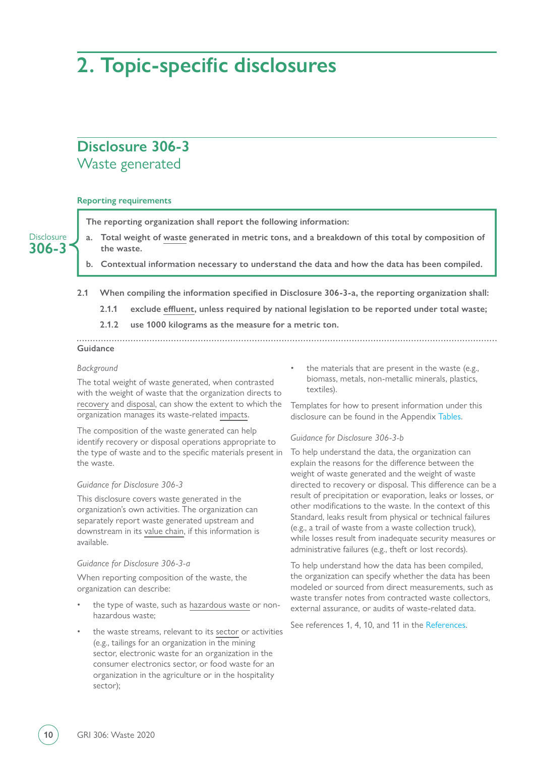# 2. Topic-specific disclosures

## Disclosure 306-3
Waste generated

### Reporting requirements

Disclosure 306-3

**The reporting organization shall report the following information:**

**a. Total weight of waste generated in metric tons, and a breakdown of this total by composition of the waste.**

**b. Contextual information necessary to understand the data and how the data has been compiled.**

**2.1 When compiling the information specified in Disclosure 306-3-a, the reporting organization shall:**

**2.1.1 exclude effluent, unless required by national legislation to be reported under total waste;**

**2.1.2 use 1000 kilograms as the measure for a metric ton.**

### Guidance

*Background*

The total weight of waste generated, when contrasted with the weight of waste that the organization directs to recovery and disposal, can show the extent to which the organization manages its waste-related impacts.

The composition of the waste generated can help identify recovery or disposal operations appropriate to the type of waste and to the specific materials present in the waste.

*Guidance for Disclosure 306-3*

This disclosure covers waste generated in the organization's own activities. The organization can separately report waste generated upstream and downstream in its value chain, if this information is available.

*Guidance for Disclosure 306-3-a*

When reporting composition of the waste, the organization can describe:

- the type of waste, such as hazardous waste or non-hazardous waste;
- the waste streams, relevant to its sector or activities (e.g., tailings for an organization in the mining sector, electronic waste for an organization in the consumer electronics sector, or food waste for an organization in the agriculture or in the hospitality sector);
- the materials that are present in the waste (e.g., biomass, metals, non-metallic minerals, plastics, textiles).

Templates for how to present information under this disclosure can be found in the Appendix Tables.

*Guidance for Disclosure 306-3-b*

To help understand the data, the organization can explain the reasons for the difference between the weight of waste generated and the weight of waste directed to recovery or disposal. This difference can be a result of precipitation or evaporation, leaks or losses, or other modifications to the waste. In the context of this Standard, leaks result from physical or technical failures (e.g., a trail of waste from a waste collection truck), while losses result from inadequate security measures or administrative failures (e.g., theft or lost records).

To help understand how the data has been compiled, the organization can specify whether the data has been modeled or sourced from direct measurements, such as waste transfer notes from contracted waste collectors, external assurance, or audits of waste-related data.

See references 1, 4, 10, and 11 in the References.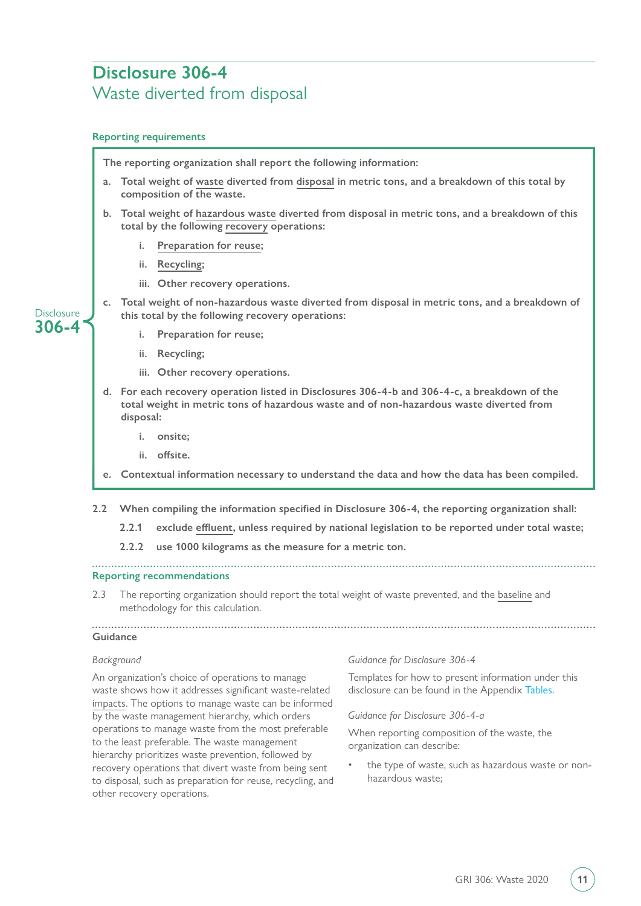## Disclosure 306-4
Waste diverted from disposal

### Reporting requirements

Disclosure 306-4

**The reporting organization shall report the following information:**

**a. Total weight of waste diverted from disposal in metric tons, and a breakdown of this total by composition of the waste.**

**b. Total weight of hazardous waste diverted from disposal in metric tons, and a breakdown of this total by the following recovery operations:**

- **i. Preparation for reuse;**
- **ii. Recycling;**
- **iii. Other recovery operations.**

**c. Total weight of non-hazardous waste diverted from disposal in metric tons, and a breakdown of this total by the following recovery operations:**

- **i. Preparation for reuse;**
- **ii. Recycling;**
- **iii. Other recovery operations.**

**d. For each recovery operation listed in Disclosures 306-4-b and 306-4-c, a breakdown of the total weight in metric tons of hazardous waste and of non-hazardous waste diverted from disposal:**

- **i. onsite;**
- **ii. offsite.**

**e. Contextual information necessary to understand the data and how the data has been compiled.**

**2.2 When compiling the information specified in Disclosure 306-4, the reporting organization shall:**

**2.2.1 exclude effluent, unless required by national legislation to be reported under total waste;**

**2.2.2 use 1000 kilograms as the measure for a metric ton.**

### Reporting recommendations

2.3 The reporting organization should report the total weight of waste prevented, and the baseline and methodology for this calculation.

### Guidance

*Background*

An organization's choice of operations to manage waste shows how it addresses significant waste-related impacts. The options to manage waste can be informed by the waste management hierarchy, which orders operations to manage waste from the most preferable to the least preferable. The waste management hierarchy prioritizes waste prevention, followed by recovery operations that divert waste from being sent to disposal, such as preparation for reuse, recycling, and other recovery operations.

*Guidance for Disclosure 306-4*

Templates for how to present information under this disclosure can be found in the Appendix Tables.

*Guidance for Disclosure 306-4-a*

When reporting composition of the waste, the organization can describe:

- the type of waste, such as hazardous waste or non-hazardous waste;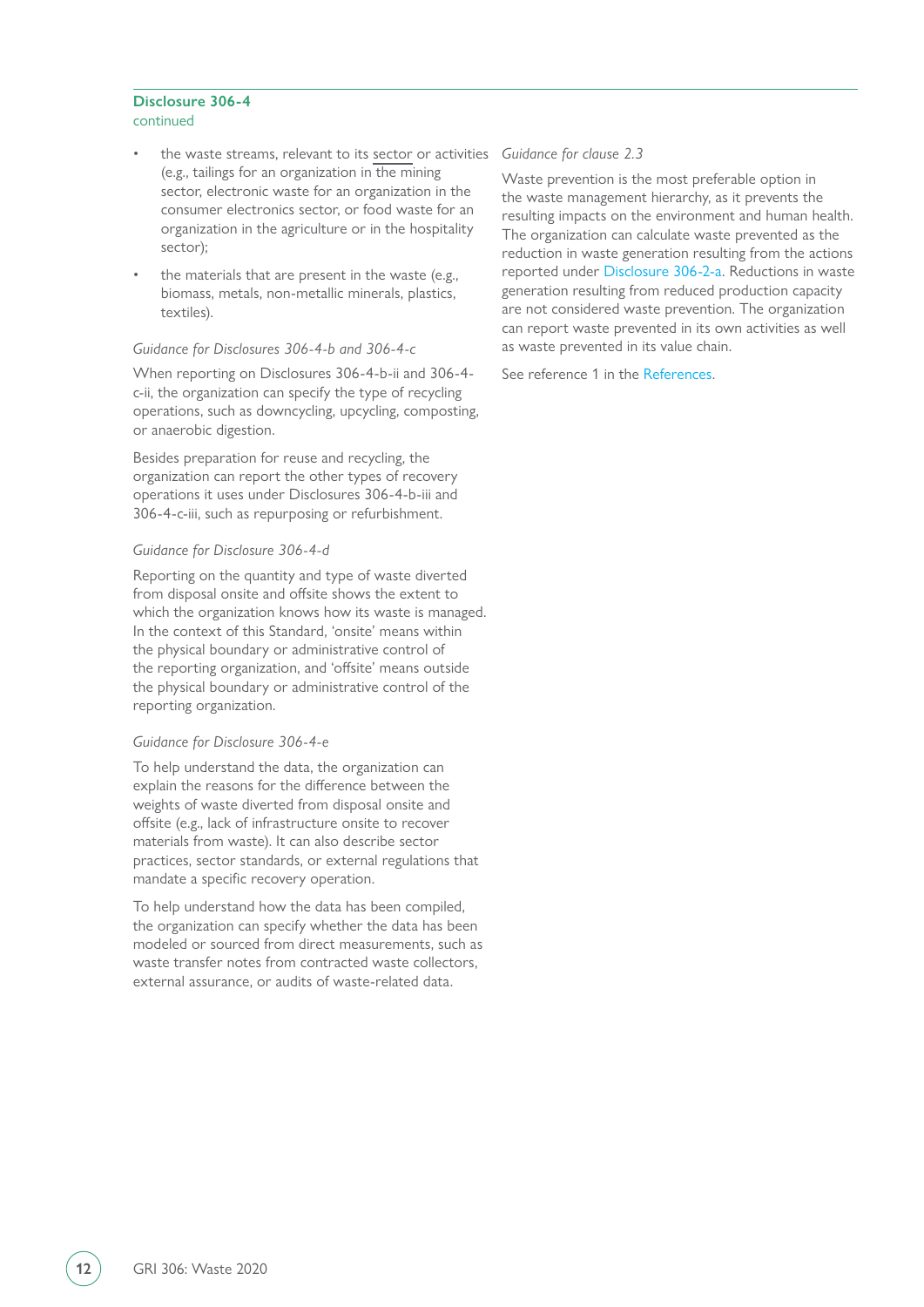## Disclosure 306-4

continued

- the waste streams, relevant to its sector or activities (e.g., tailings for an organization in the mining sector, electronic waste for an organization in the consumer electronics sector, or food waste for an organization in the agriculture or in the hospitality sector);
- the materials that are present in the waste (e.g., biomass, metals, non-metallic minerals, plastics, textiles).

*Guidance for Disclosures 306-4-b and 306-4-c*

When reporting on Disclosures 306-4-b-ii and 306-4-c-ii, the organization can specify the type of recycling operations, such as downcycling, upcycling, composting, or anaerobic digestion.

Besides preparation for reuse and recycling, the organization can report the other types of recovery operations it uses under Disclosures 306-4-b-iii and 306-4-c-iii, such as repurposing or refurbishment.

*Guidance for Disclosure 306-4-d*

Reporting on the quantity and type of waste diverted from disposal onsite and offsite shows the extent to which the organization knows how its waste is managed. In the context of this Standard, 'onsite' means within the physical boundary or administrative control of the reporting organization, and 'offsite' means outside the physical boundary or administrative control of the reporting organization.

*Guidance for Disclosure 306-4-e*

To help understand the data, the organization can explain the reasons for the difference between the weights of waste diverted from disposal onsite and offsite (e.g., lack of infrastructure onsite to recover materials from waste). It can also describe sector practices, sector standards, or external regulations that mandate a specific recovery operation.

To help understand how the data has been compiled, the organization can specify whether the data has been modeled or sourced from direct measurements, such as waste transfer notes from contracted waste collectors, external assurance, or audits of waste-related data.

*Guidance for clause 2.3*

Waste prevention is the most preferable option in the waste management hierarchy, as it prevents the resulting impacts on the environment and human health. The organization can calculate waste prevented as the reduction in waste generation resulting from the actions reported under Disclosure 306-2-a. Reductions in waste generation resulting from reduced production capacity are not considered waste prevention. The organization can report waste prevented in its own activities as well as waste prevented in its value chain.

See reference 1 in the References.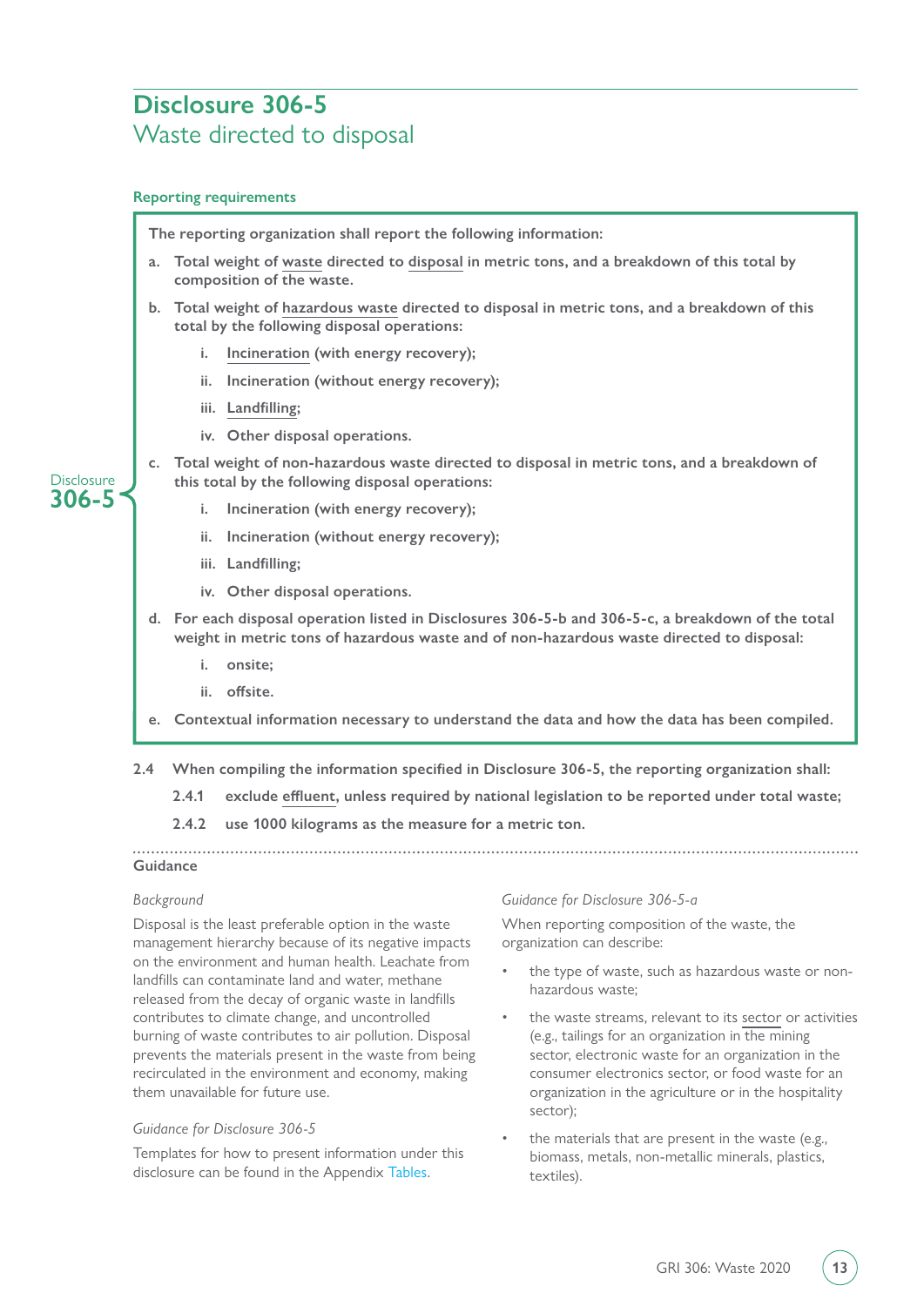# Disclosure 306-5
## Waste directed to disposal

### Reporting requirements

Disclosure 306-5

**The reporting organization shall report the following information:**

- **a. Total weight of waste directed to disposal in metric tons, and a breakdown of this total by composition of the waste.**
- **b. Total weight of hazardous waste directed to disposal in metric tons, and a breakdown of this total by the following disposal operations:**
  - **i. Incineration (with energy recovery);**
  - **ii. Incineration (without energy recovery);**
  - **iii. Landfilling;**
  - **iv. Other disposal operations.**
- **c. Total weight of non-hazardous waste directed to disposal in metric tons, and a breakdown of this total by the following disposal operations:**
  - **i. Incineration (with energy recovery);**
  - **ii. Incineration (without energy recovery);**
  - **iii. Landfilling;**
  - **iv. Other disposal operations.**
- **d. For each disposal operation listed in Disclosures 306-5-b and 306-5-c, a breakdown of the total weight in metric tons of hazardous waste and of non-hazardous waste directed to disposal:**
  - **i. onsite;**
  - **ii. offsite.**
- **e. Contextual information necessary to understand the data and how the data has been compiled.**

**2.4 When compiling the information specified in Disclosure 306-5, the reporting organization shall:**

**2.4.1 exclude effluent, unless required by national legislation to be reported under total waste;**

**2.4.2 use 1000 kilograms as the measure for a metric ton.**

### Guidance

*Background*

Disposal is the least preferable option in the waste management hierarchy because of its negative impacts on the environment and human health. Leachate from landfills can contaminate land and water, methane released from the decay of organic waste in landfills contributes to climate change, and uncontrolled burning of waste contributes to air pollution. Disposal prevents the materials present in the waste from being recirculated in the environment and economy, making them unavailable for future use.

*Guidance for Disclosure 306-5*

Templates for how to present information under this disclosure can be found in the Appendix Tables.

*Guidance for Disclosure 306-5-a*

When reporting composition of the waste, the organization can describe:

- the type of waste, such as hazardous waste or non-hazardous waste;
- the waste streams, relevant to its sector or activities (e.g., tailings for an organization in the mining sector, electronic waste for an organization in the consumer electronics sector, or food waste for an organization in the agriculture or in the hospitality sector);
- the materials that are present in the waste (e.g., biomass, metals, non-metallic minerals, plastics, textiles).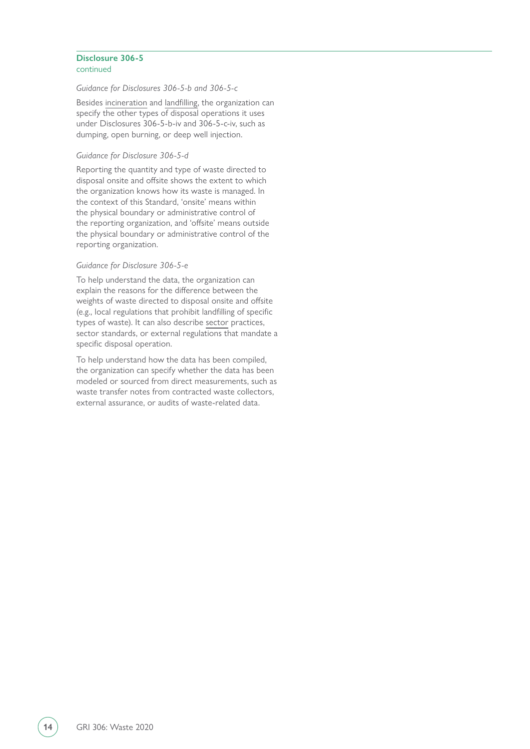**Disclosure 306-5**
continued

*Guidance for Disclosures 306-5-b and 306-5-c*

Besides incineration and landfilling, the organization can specify the other types of disposal operations it uses under Disclosures 306-5-b-iv and 306-5-c-iv, such as dumping, open burning, or deep well injection.

*Guidance for Disclosure 306-5-d*

Reporting the quantity and type of waste directed to disposal onsite and offsite shows the extent to which the organization knows how its waste is managed. In the context of this Standard, 'onsite' means within the physical boundary or administrative control of the reporting organization, and 'offsite' means outside the physical boundary or administrative control of the reporting organization.

*Guidance for Disclosure 306-5-e*

To help understand the data, the organization can explain the reasons for the difference between the weights of waste directed to disposal onsite and offsite (e.g., local regulations that prohibit landfilling of specific types of waste). It can also describe sector practices, sector standards, or external regulations that mandate a specific disposal operation.

To help understand how the data has been compiled, the organization can specify whether the data has been modeled or sourced from direct measurements, such as waste transfer notes from contracted waste collectors, external assurance, or audits of waste-related data.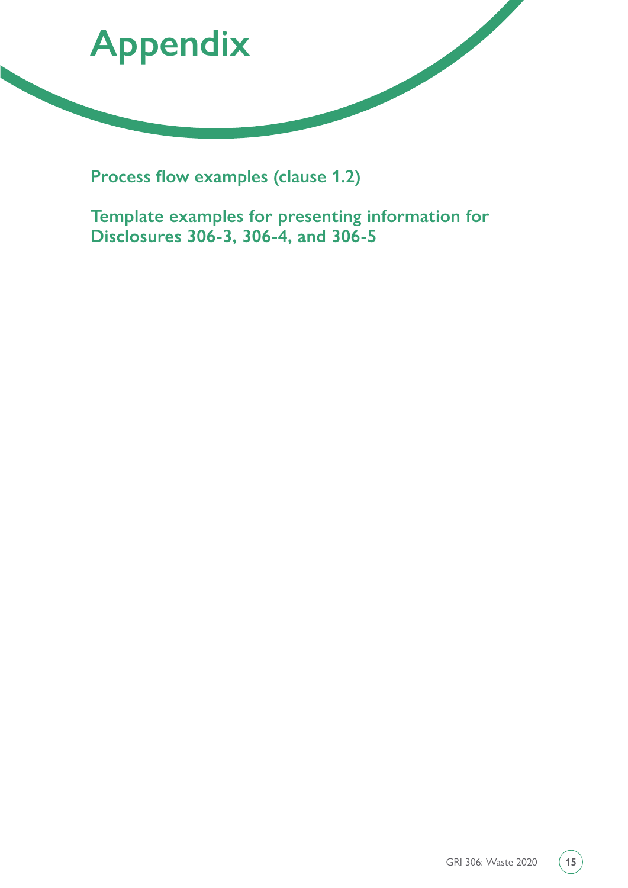# Appendix

Process flow examples (clause 1.2)

Template examples for presenting information for Disclosures 306-3, 306-4, and 306-5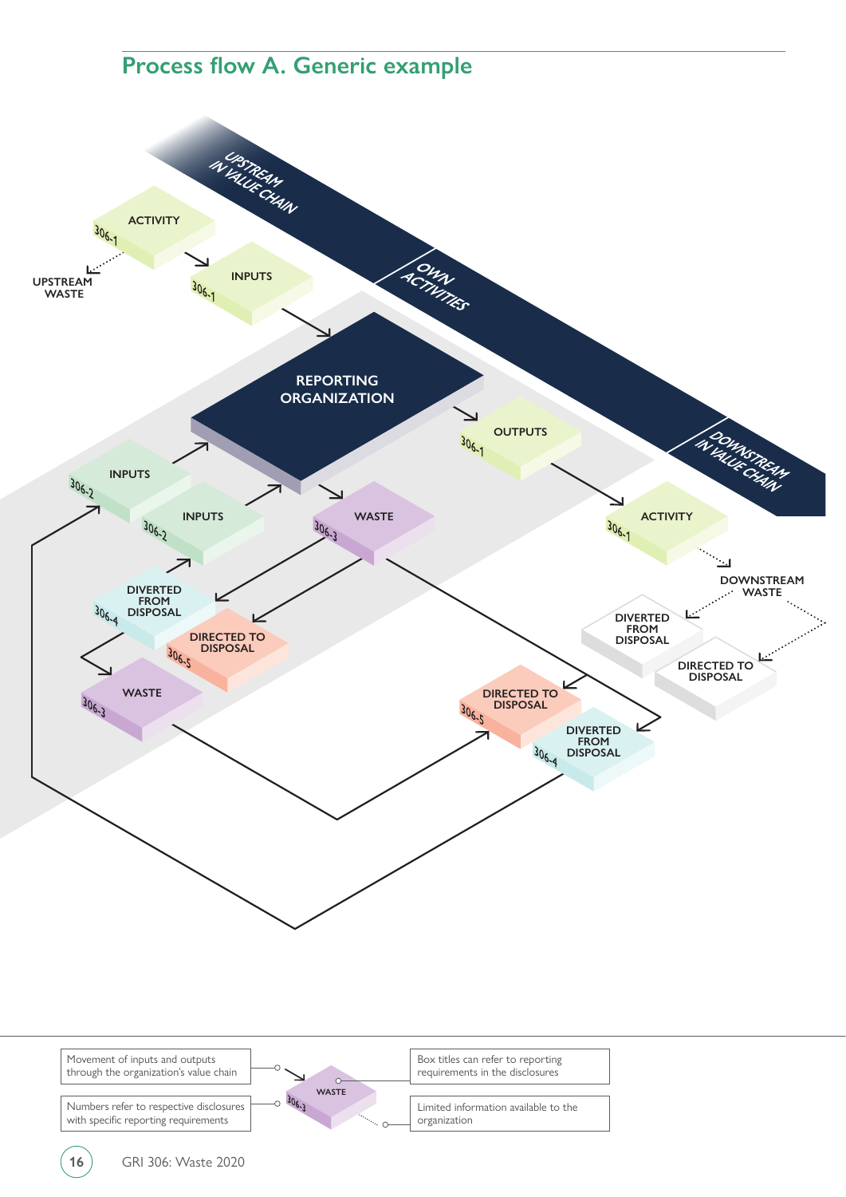## Process flow A. Generic example

UPSTREAM IN VALUE CHAIN

OWN ACTIVITIES

DOWNSTREAM IN VALUE CHAIN

ACTIVITY 306-1

UPSTREAM WASTE

INPUTS 306-1

REPORTING ORGANIZATION

OUTPUTS 306-1

ACTIVITY 306-1

DOWNSTREAM WASTE

DIVERTED FROM DISPOSAL

DIRECTED TO DISPOSAL

INPUTS 306-2

INPUTS 306-2

WASTE 306-3

DIVERTED FROM DISPOSAL 306-4

DIRECTED TO DISPOSAL 306-5

WASTE 306-3

DIRECTED TO DISPOSAL 306-5

DIVERTED FROM DISPOSAL 306-4

Movement of inputs and outputs through the organization's value chain

Numbers refer to respective disclosures with specific reporting requirements

Box titles can refer to reporting requirements in the disclosures

Limited information available to the organization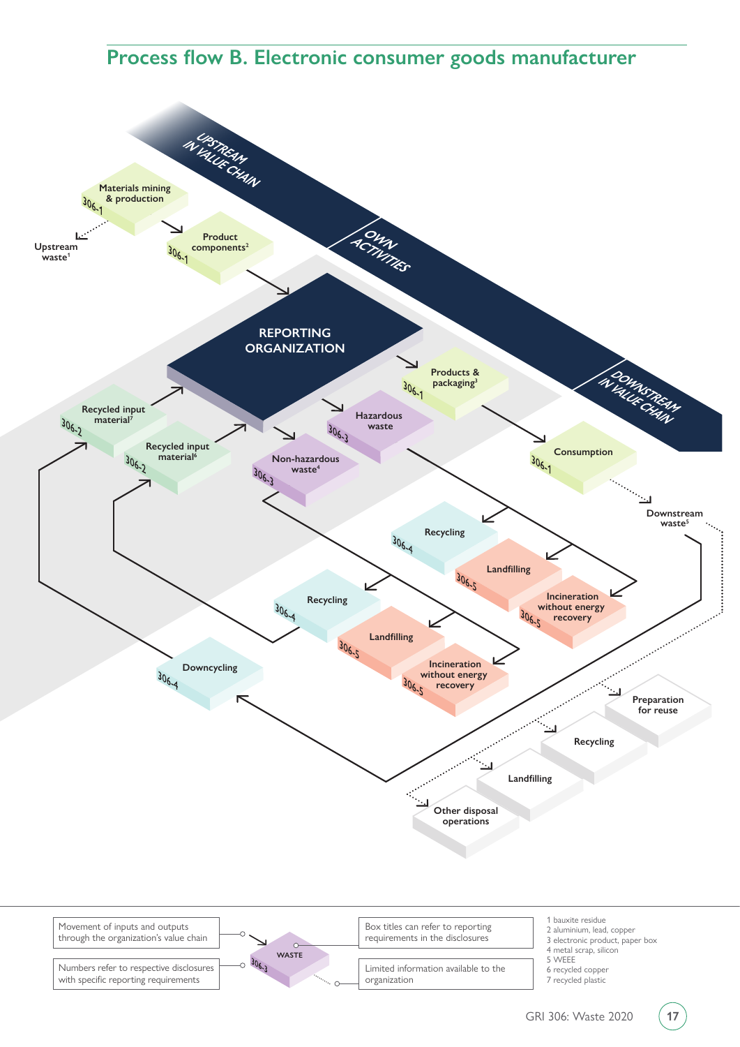# Process flow B. Electronic consumer goods manufacturer

UPSTREAM IN VALUE CHAIN

OWN ACTIVITIES

DOWNSTREAM IN VALUE CHAIN

306-1 Materials mining & production

Upstream waste[1]

306-1 Product components[2]

REPORTING ORGANIZATION

306-1 Products & packaging[3]

306-3 Hazardous waste

306-3 Non-hazardous waste[4]

306-2 Recycled input material[7]

306-2 Recycled input material[6]

306-1 Consumption

Downstream waste[5]

306-4 Recycling

306-5 Landfilling

306-5 Incineration without energy recovery

306-4 Recycling

306-5 Landfilling

306-5 Incineration without energy recovery

306-4 Downcycling

Preparation for reuse

Recycling

Landfilling

Other disposal operations

Movement of inputs and outputs through the organization's value chain

Numbers refer to respective disclosures with specific reporting requirements

306-3 WASTE

Box titles can refer to reporting requirements in the disclosures

Limited information available to the organization

1 bauxite residue
2 aluminium, lead, copper
3 electronic product, paper box
4 metal scrap, silicon
5 WEEE
6 recycled copper
7 recycled plastic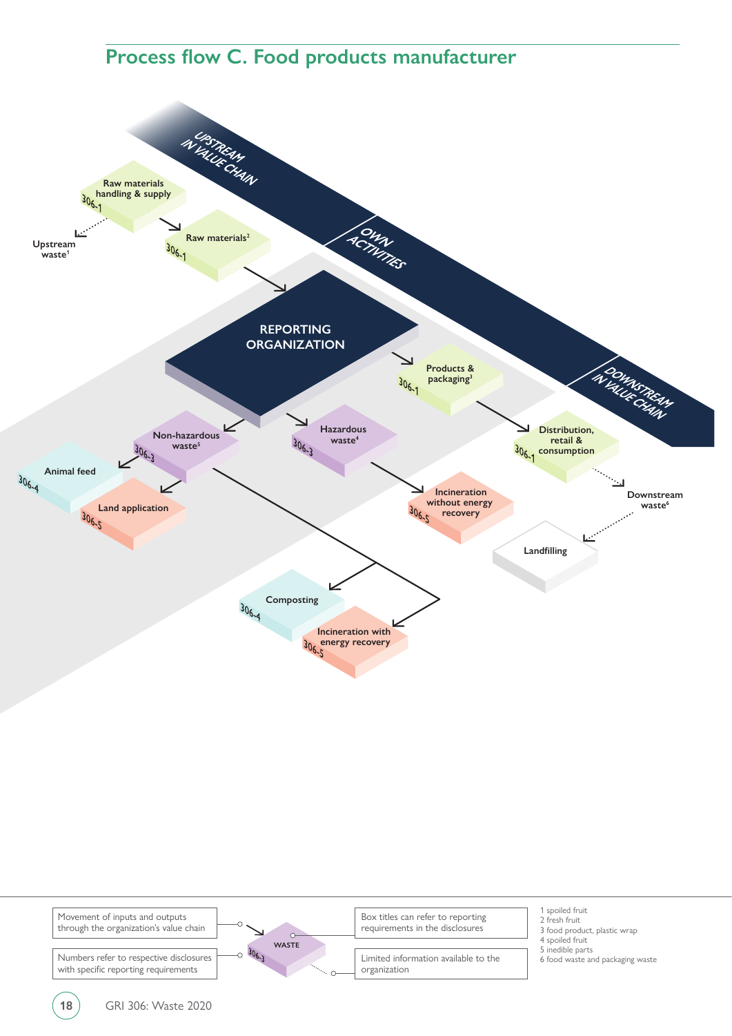## Process flow C. Food products manufacturer

UPSTREAM IN VALUE CHAIN

OWN ACTIVITIES

DOWNSTREAM IN VALUE CHAIN

Raw materials handling & supply 306-1

Upstream waste[1]

Raw materials[2] 306-1

REPORTING ORGANIZATION

Products & packaging[3] 306-1

Distribution, retail & consumption 306-1

Downstream waste[6]

Landfilling

Non-hazardous waste[5] 306-3

Hazardous waste[4] 306-3

Animal feed 306-4

Land application 306-5

Incineration without energy recovery 306-5

Composting 306-4

Incineration with energy recovery 306-5

---

Movement of inputs and outputs through the organization's value chain

Numbers refer to respective disclosures with specific reporting requirements

WASTE 306-3

Box titles can refer to reporting requirements in the disclosures

Limited information available to the organization

1 spoiled fruit
2 fresh fruit
3 food product, plastic wrap
4 spoiled fruit
5 inedible parts
6 food waste and packaging waste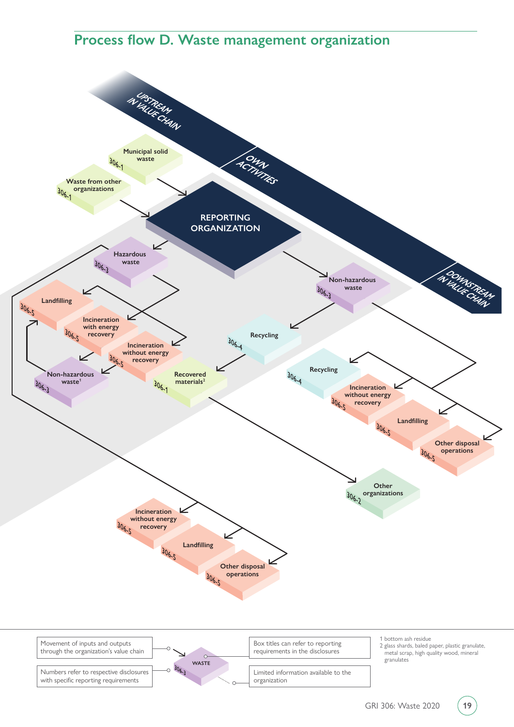## Process flow D. Waste management organization

UPSTREAM IN VALUE CHAIN

OWN ACTIVITIES

DOWNSTREAM IN VALUE CHAIN

Municipal solid waste 306-1

Waste from other organizations 306-1

REPORTING ORGANIZATION

Hazardous waste 306-3

Non-hazardous waste 306-3

Landfilling 306-5

Incineration with energy recovery 306-5

Incineration without energy recovery 306-5

Non-hazardous waste[1] 306-3

Recovered materials[2] 306-1

Recycling 306-4

Recycling 306-4

Incineration without energy recovery 306-5

Landfilling 306-5

Other disposal operations 306-5

Other organizations 306-2

Incineration without energy recovery 306-5

Landfilling 306-5

Other disposal operations 306-5

Movement of inputs and outputs through the organization's value chain

Numbers refer to respective disclosures with specific reporting requirements

WASTE 306-3

Box titles can refer to reporting requirements in the disclosures

Limited information available to the organization

1 bottom ash residue

2 glass shards, baled paper, plastic granulate, metal scrap, high quality wood, mineral granulates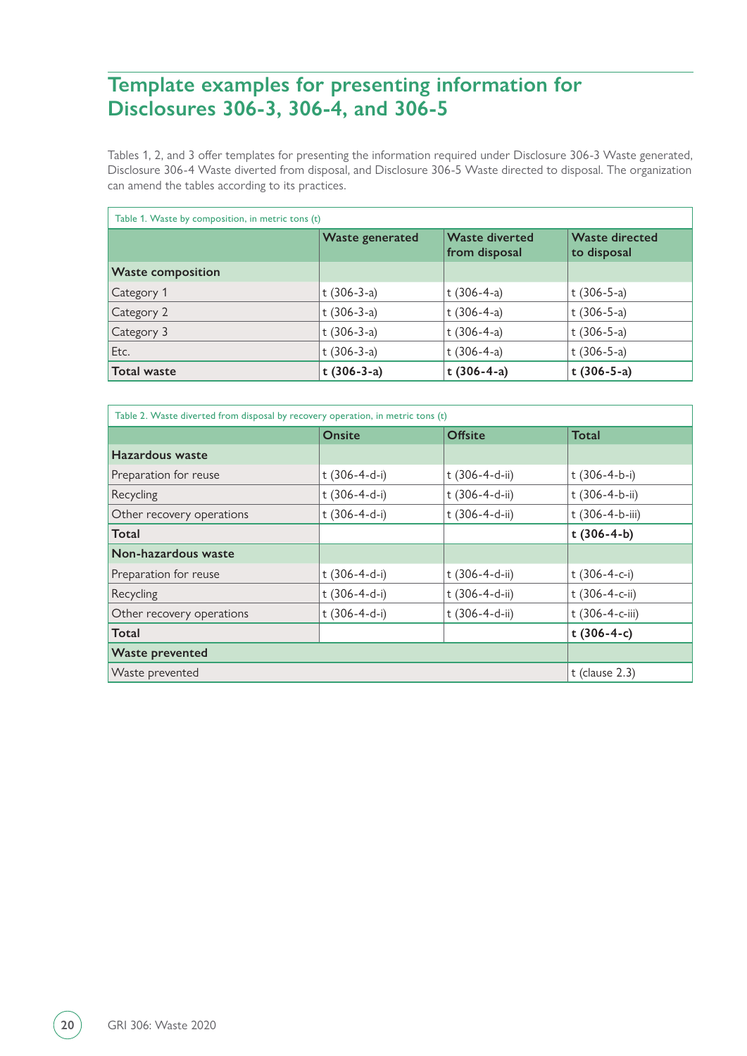## Template examples for presenting information for Disclosures 306-3, 306-4, and 306-5

Tables 1, 2, and 3 offer templates for presenting the information required under Disclosure 306-3 Waste generated, Disclosure 306-4 Waste diverted from disposal, and Disclosure 306-5 Waste directed to disposal. The organization can amend the tables according to its practices.

Table 1. Waste by composition, in metric tons (t)

| | Waste generated | Waste diverted from disposal | Waste directed to disposal |
|---|---|---|---|
| **Waste composition** | | | |
| Category 1 | t (306-3-a) | t (306-4-a) | t (306-5-a) |
| Category 2 | t (306-3-a) | t (306-4-a) | t (306-5-a) |
| Category 3 | t (306-3-a) | t (306-4-a) | t (306-5-a) |
| Etc. | t (306-3-a) | t (306-4-a) | t (306-5-a) |
| **Total waste** | **t (306-3-a)** | **t (306-4-a)** | **t (306-5-a)** |

Table 2. Waste diverted from disposal by recovery operation, in metric tons (t)

| | Onsite | Offsite | Total |
|---|---|---|---|
| **Hazardous waste** | | | |
| Preparation for reuse | t (306-4-d-i) | t (306-4-d-ii) | t (306-4-b-i) |
| Recycling | t (306-4-d-i) | t (306-4-d-ii) | t (306-4-b-ii) |
| Other recovery operations | t (306-4-d-i) | t (306-4-d-ii) | t (306-4-b-iii) |
| **Total** | | | **t (306-4-b)** |
| **Non-hazardous waste** | | | |
| Preparation for reuse | t (306-4-d-i) | t (306-4-d-ii) | t (306-4-c-i) |
| Recycling | t (306-4-d-i) | t (306-4-d-ii) | t (306-4-c-ii) |
| Other recovery operations | t (306-4-d-i) | t (306-4-d-ii) | t (306-4-c-iii) |
| **Total** | | | **t (306-4-c)** |
| **Waste prevented** | | | |
| Waste prevented | | | t (clause 2.3) |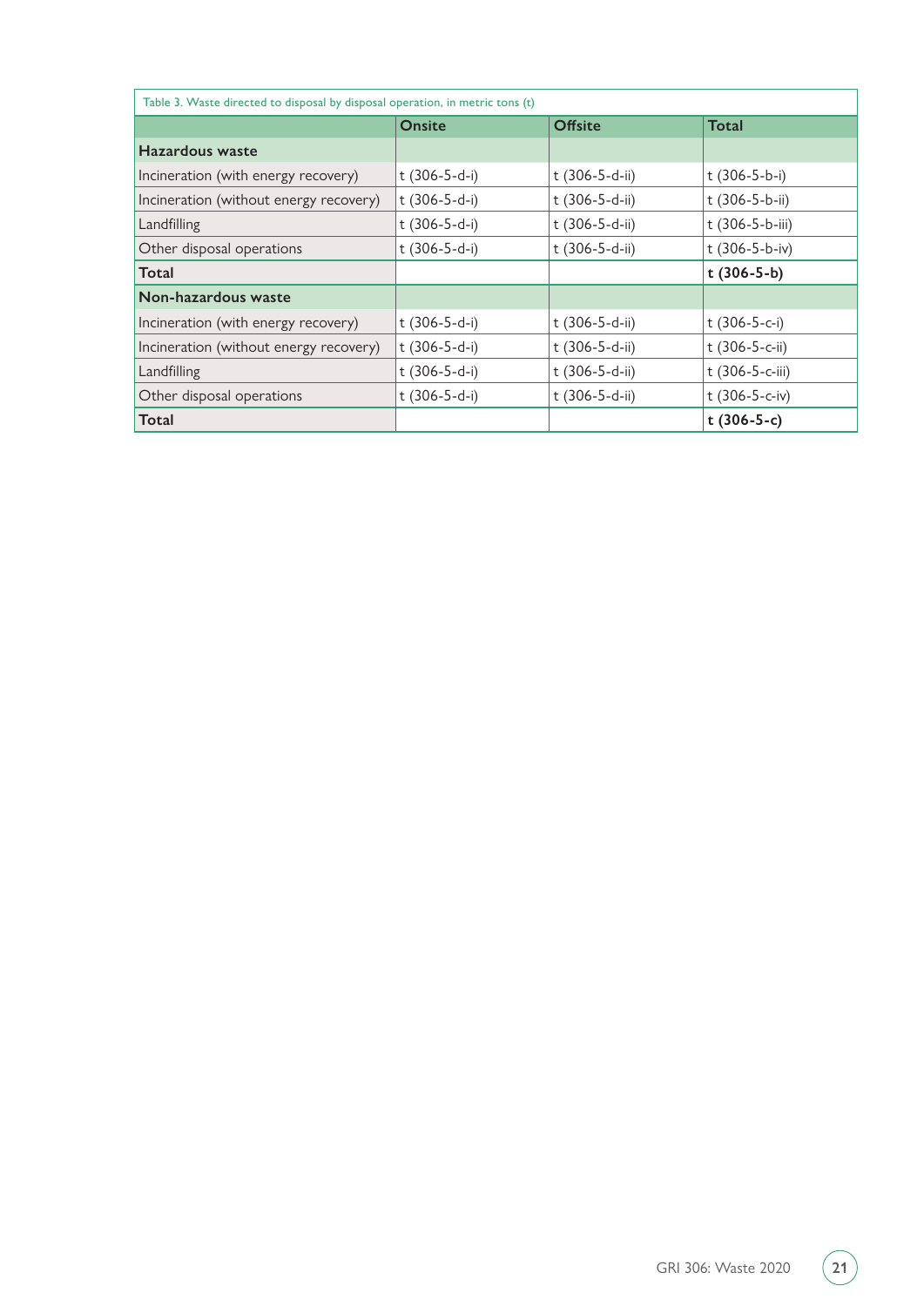Table 3. Waste directed to disposal by disposal operation, in metric tons (t)

| | Onsite | Offsite | Total |
|---|---|---|---|
| **Hazardous waste** | | | |
| Incineration (with energy recovery) | t (306-5-d-i) | t (306-5-d-ii) | t (306-5-b-i) |
| Incineration (without energy recovery) | t (306-5-d-i) | t (306-5-d-ii) | t (306-5-b-ii) |
| Landfilling | t (306-5-d-i) | t (306-5-d-ii) | t (306-5-b-iii) |
| Other disposal operations | t (306-5-d-i) | t (306-5-d-ii) | t (306-5-b-iv) |
| **Total** | | | **t (306-5-b)** |
| **Non-hazardous waste** | | | |
| Incineration (with energy recovery) | t (306-5-d-i) | t (306-5-d-ii) | t (306-5-c-i) |
| Incineration (without energy recovery) | t (306-5-d-i) | t (306-5-d-ii) | t (306-5-c-ii) |
| Landfilling | t (306-5-d-i) | t (306-5-d-ii) | t (306-5-c-iii) |
| Other disposal operations | t (306-5-d-i) | t (306-5-d-ii) | t (306-5-c-iv) |
| **Total** | | | **t (306-5-c)** |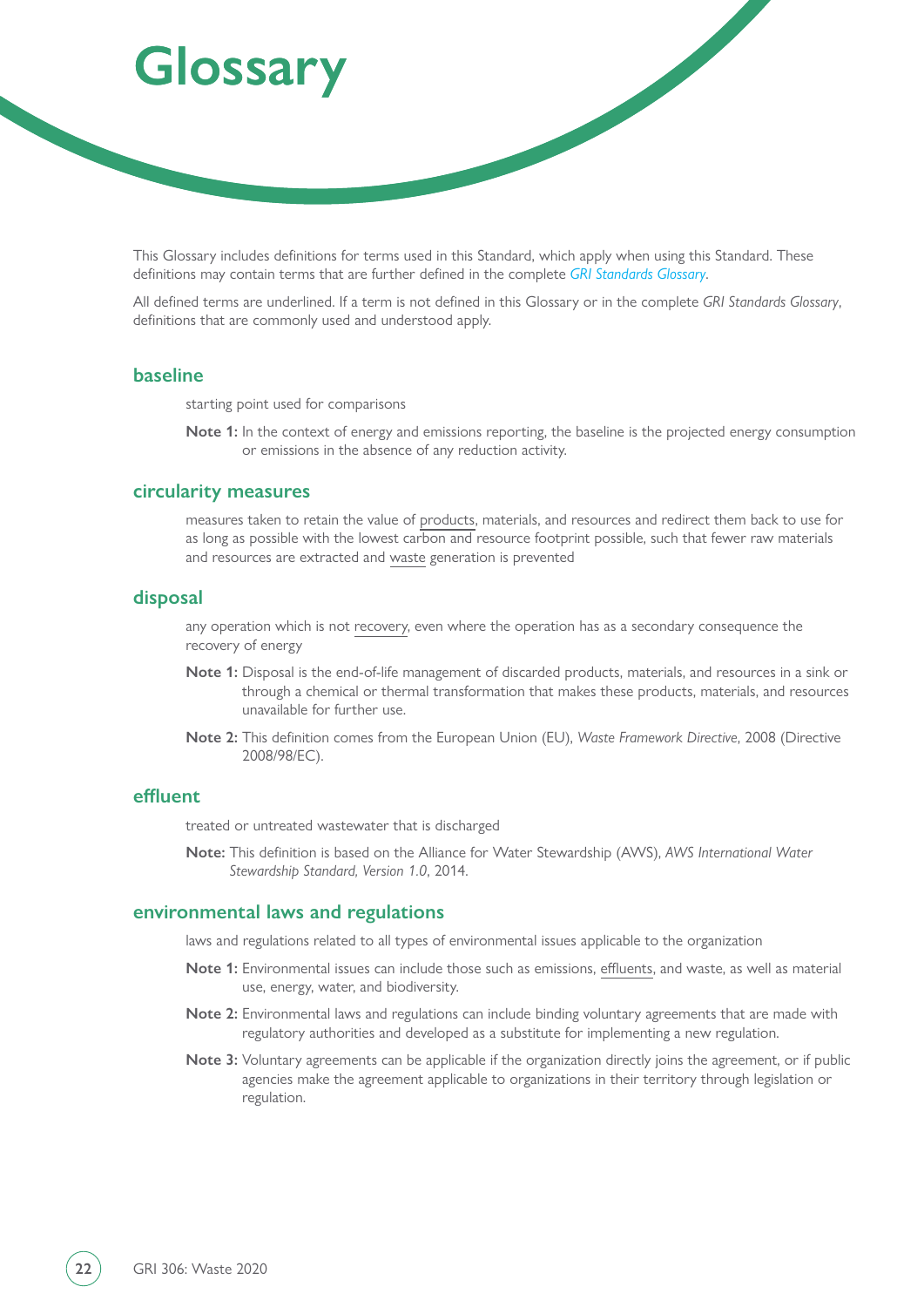# Glossary

This Glossary includes definitions for terms used in this Standard, which apply when using this Standard. These definitions may contain terms that are further defined in the complete *GRI Standards Glossary*.

All defined terms are underlined. If a term is not defined in this Glossary or in the complete *GRI Standards Glossary*, definitions that are commonly used and understood apply.

## baseline

starting point used for comparisons

**Note 1:** In the context of energy and emissions reporting, the baseline is the projected energy consumption or emissions in the absence of any reduction activity.

## circularity measures

measures taken to retain the value of products, materials, and resources and redirect them back to use for as long as possible with the lowest carbon and resource footprint possible, such that fewer raw materials and resources are extracted and waste generation is prevented

## disposal

any operation which is not recovery, even where the operation has as a secondary consequence the recovery of energy

**Note 1:** Disposal is the end-of-life management of discarded products, materials, and resources in a sink or through a chemical or thermal transformation that makes these products, materials, and resources unavailable for further use.

**Note 2:** This definition comes from the European Union (EU), *Waste Framework Directive*, 2008 (Directive 2008/98/EC).

## effluent

treated or untreated wastewater that is discharged

**Note:** This definition is based on the Alliance for Water Stewardship (AWS), *AWS International Water Stewardship Standard, Version 1.0*, 2014.

## environmental laws and regulations

laws and regulations related to all types of environmental issues applicable to the organization

**Note 1:** Environmental issues can include those such as emissions, effluents, and waste, as well as material use, energy, water, and biodiversity.

**Note 2:** Environmental laws and regulations can include binding voluntary agreements that are made with regulatory authorities and developed as a substitute for implementing a new regulation.

**Note 3:** Voluntary agreements can be applicable if the organization directly joins the agreement, or if public agencies make the agreement applicable to organizations in their territory through legislation or regulation.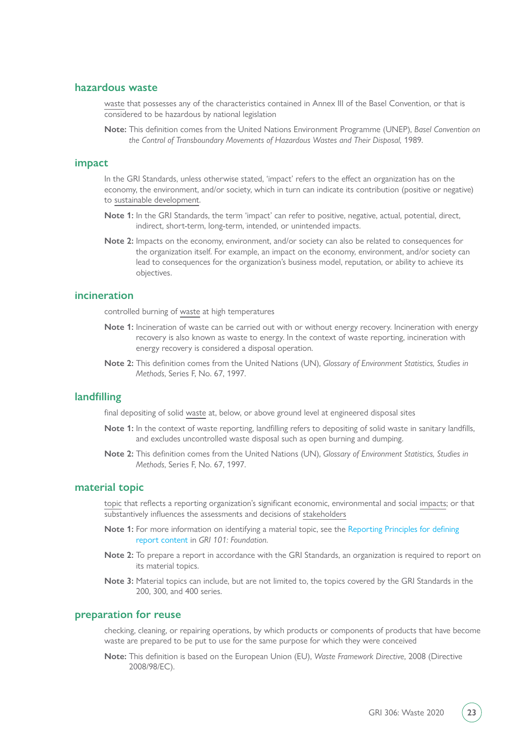## hazardous waste

waste that possesses any of the characteristics contained in Annex III of the Basel Convention, or that is considered to be hazardous by national legislation

**Note:** This definition comes from the United Nations Environment Programme (UNEP), *Basel Convention on the Control of Transboundary Movements of Hazardous Wastes and Their Disposal,* 1989.

## impact

In the GRI Standards, unless otherwise stated, 'impact' refers to the effect an organization has on the economy, the environment, and/or society, which in turn can indicate its contribution (positive or negative) to sustainable development.

**Note 1:** In the GRI Standards, the term 'impact' can refer to positive, negative, actual, potential, direct, indirect, short-term, long-term, intended, or unintended impacts.

**Note 2:** Impacts on the economy, environment, and/or society can also be related to consequences for the organization itself. For example, an impact on the economy, environment, and/or society can lead to consequences for the organization's business model, reputation, or ability to achieve its objectives.

## incineration

controlled burning of waste at high temperatures

**Note 1:** Incineration of waste can be carried out with or without energy recovery. Incineration with energy recovery is also known as waste to energy. In the context of waste reporting, incineration with energy recovery is considered a disposal operation.

**Note 2:** This definition comes from the United Nations (UN), *Glossary of Environment Statistics, Studies in Methods*, Series F, No. 67, 1997.

## landfilling

final depositing of solid waste at, below, or above ground level at engineered disposal sites

**Note 1:** In the context of waste reporting, landfilling refers to depositing of solid waste in sanitary landfills, and excludes uncontrolled waste disposal such as open burning and dumping.

**Note 2:** This definition comes from the United Nations (UN), *Glossary of Environment Statistics, Studies in Methods*, Series F, No. 67, 1997.

## material topic

topic that reflects a reporting organization's significant economic, environmental and social impacts; or that substantively influences the assessments and decisions of stakeholders

**Note 1:** For more information on identifying a material topic, see the Reporting Principles for defining report content in *GRI 101: Foundation*.

**Note 2:** To prepare a report in accordance with the GRI Standards, an organization is required to report on its material topics.

**Note 3:** Material topics can include, but are not limited to, the topics covered by the GRI Standards in the 200, 300, and 400 series.

## preparation for reuse

checking, cleaning, or repairing operations, by which products or components of products that have become waste are prepared to be put to use for the same purpose for which they were conceived

**Note:** This definition is based on the European Union (EU), *Waste Framework Directive*, 2008 (Directive 2008/98/EC).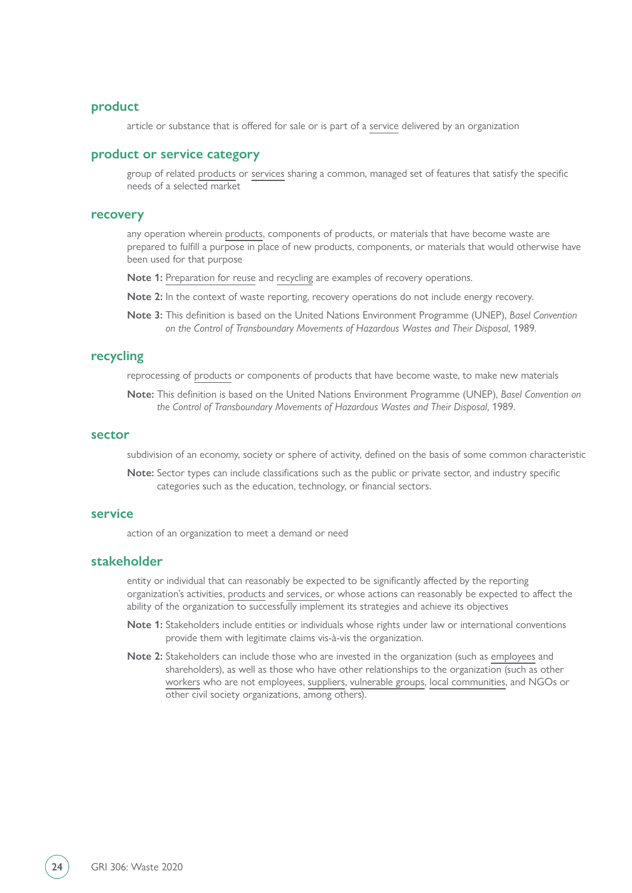### product

article or substance that is offered for sale or is part of a service delivered by an organization

### product or service category

group of related products or services sharing a common, managed set of features that satisfy the specific needs of a selected market

### recovery

any operation wherein products, components of products, or materials that have become waste are prepared to fulfill a purpose in place of new products, components, or materials that would otherwise have been used for that purpose

**Note 1:** Preparation for reuse and recycling are examples of recovery operations.

**Note 2:** In the context of waste reporting, recovery operations do not include energy recovery.

**Note 3:** This definition is based on the United Nations Environment Programme (UNEP), *Basel Convention on the Control of Transboundary Movements of Hazardous Wastes and Their Disposal*, 1989.

### recycling

reprocessing of products or components of products that have become waste, to make new materials

**Note:** This definition is based on the United Nations Environment Programme (UNEP), *Basel Convention on the Control of Transboundary Movements of Hazardous Wastes and Their Disposal*, 1989.

### sector

subdivision of an economy, society or sphere of activity, defined on the basis of some common characteristic

**Note:** Sector types can include classifications such as the public or private sector, and industry specific categories such as the education, technology, or financial sectors.

### service

action of an organization to meet a demand or need

### stakeholder

entity or individual that can reasonably be expected to be significantly affected by the reporting organization's activities, products and services, or whose actions can reasonably be expected to affect the ability of the organization to successfully implement its strategies and achieve its objectives

**Note 1:** Stakeholders include entities or individuals whose rights under law or international conventions provide them with legitimate claims vis-à-vis the organization.

**Note 2:** Stakeholders can include those who are invested in the organization (such as employees and shareholders), as well as those who have other relationships to the organization (such as other workers who are not employees, suppliers, vulnerable groups, local communities, and NGOs or other civil society organizations, among others).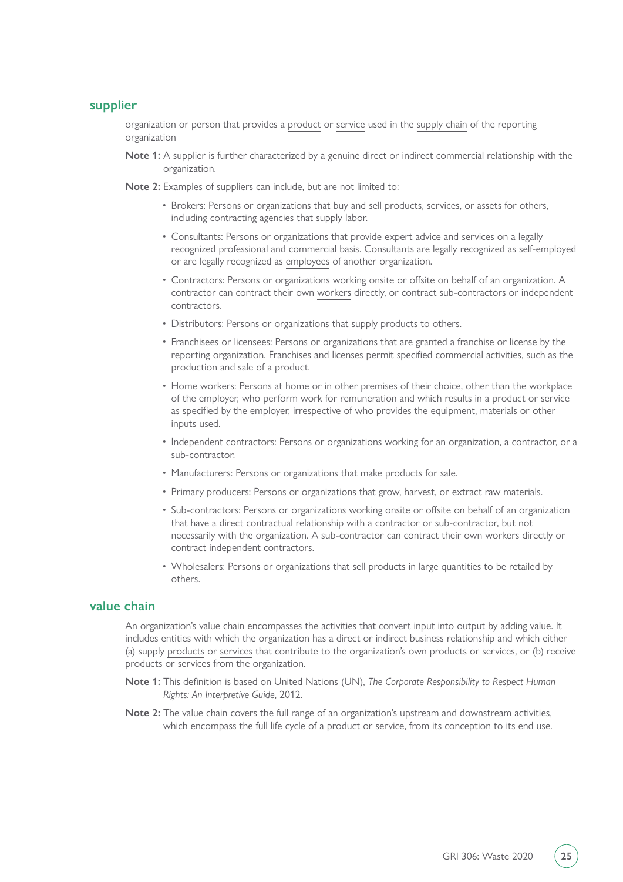## supplier

organization or person that provides a product or service used in the supply chain of the reporting organization

**Note 1:** A supplier is further characterized by a genuine direct or indirect commercial relationship with the organization.

**Note 2:** Examples of suppliers can include, but are not limited to:

- Brokers: Persons or organizations that buy and sell products, services, or assets for others, including contracting agencies that supply labor.
- Consultants: Persons or organizations that provide expert advice and services on a legally recognized professional and commercial basis. Consultants are legally recognized as self-employed or are legally recognized as employees of another organization.
- Contractors: Persons or organizations working onsite or offsite on behalf of an organization. A contractor can contract their own workers directly, or contract sub-contractors or independent contractors.
- Distributors: Persons or organizations that supply products to others.
- Franchisees or licensees: Persons or organizations that are granted a franchise or license by the reporting organization. Franchises and licenses permit specified commercial activities, such as the production and sale of a product.
- Home workers: Persons at home or in other premises of their choice, other than the workplace of the employer, who perform work for remuneration and which results in a product or service as specified by the employer, irrespective of who provides the equipment, materials or other inputs used.
- Independent contractors: Persons or organizations working for an organization, a contractor, or a sub-contractor.
- Manufacturers: Persons or organizations that make products for sale.
- Primary producers: Persons or organizations that grow, harvest, or extract raw materials.
- Sub-contractors: Persons or organizations working onsite or offsite on behalf of an organization that have a direct contractual relationship with a contractor or sub-contractor, but not necessarily with the organization. A sub-contractor can contract their own workers directly or contract independent contractors.
- Wholesalers: Persons or organizations that sell products in large quantities to be retailed by others.

## value chain

An organization's value chain encompasses the activities that convert input into output by adding value. It includes entities with which the organization has a direct or indirect business relationship and which either (a) supply products or services that contribute to the organization's own products or services, or (b) receive products or services from the organization.

**Note 1:** This definition is based on United Nations (UN), *The Corporate Responsibility to Respect Human Rights: An Interpretive Guide*, 2012.

**Note 2:** The value chain covers the full range of an organization's upstream and downstream activities, which encompass the full life cycle of a product or service, from its conception to its end use.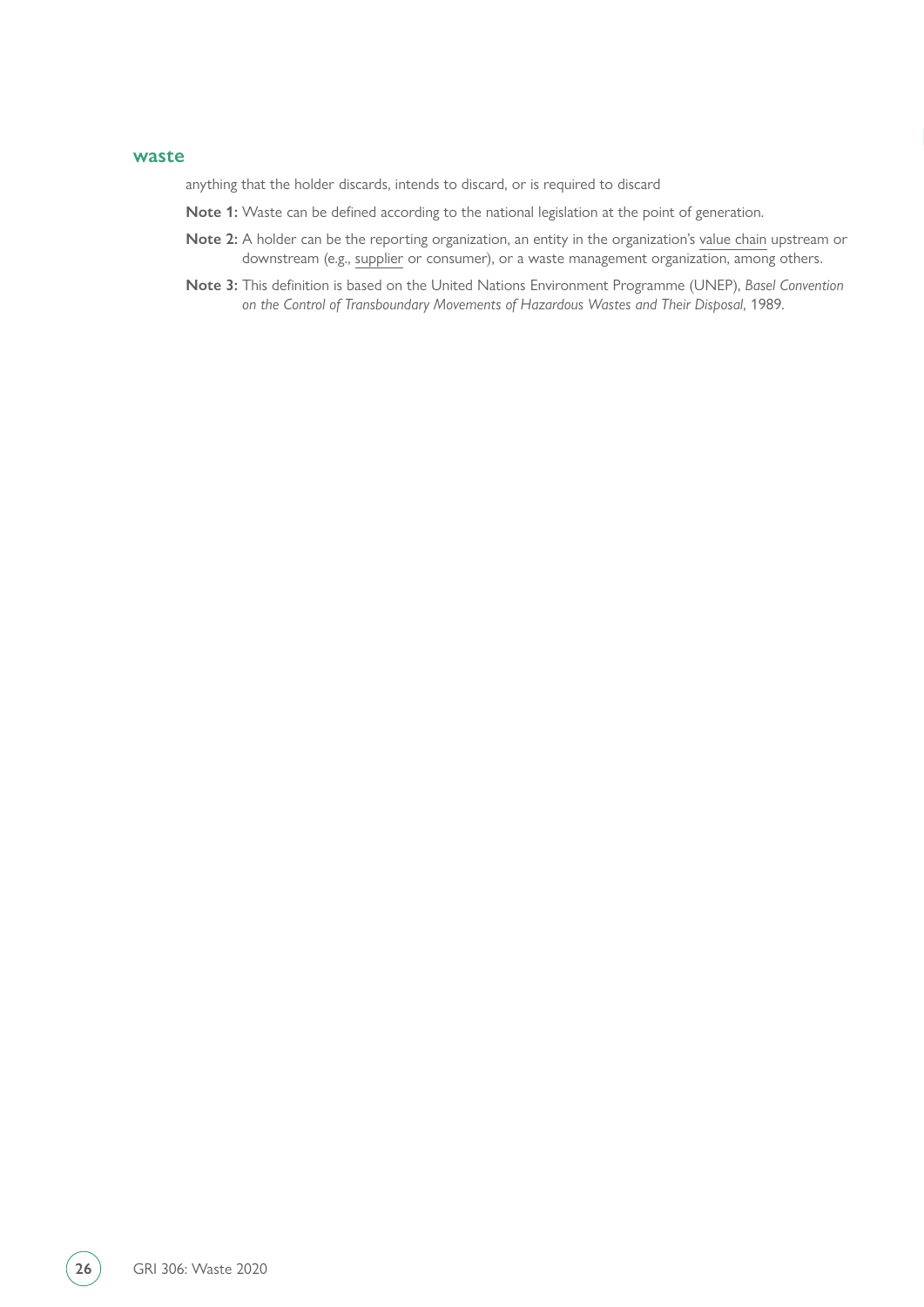### waste

anything that the holder discards, intends to discard, or is required to discard

**Note 1:** Waste can be defined according to the national legislation at the point of generation.

**Note 2:** A holder can be the reporting organization, an entity in the organization's value chain upstream or downstream (e.g., supplier or consumer), or a waste management organization, among others.

**Note 3:** This definition is based on the United Nations Environment Programme (UNEP), *Basel Convention on the Control of Transboundary Movements of Hazardous Wastes and Their Disposal*, 1989.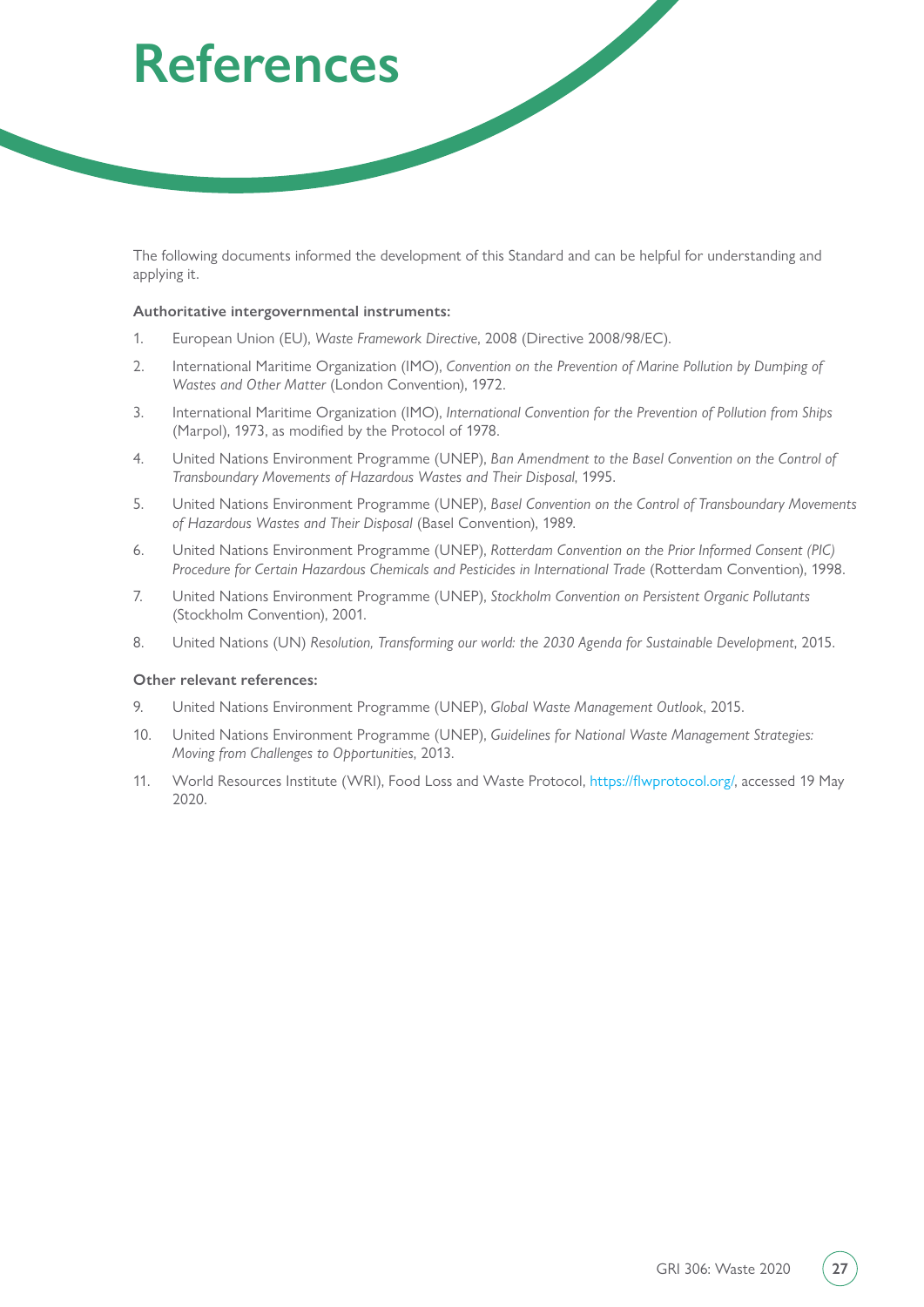# References

The following documents informed the development of this Standard and can be helpful for understanding and applying it.

**Authoritative intergovernmental instruments:**

1. European Union (EU), *Waste Framework Directive*, 2008 (Directive 2008/98/EC).
2. International Maritime Organization (IMO), *Convention on the Prevention of Marine Pollution by Dumping of Wastes and Other Matter* (London Convention), 1972.
3. International Maritime Organization (IMO), *International Convention for the Prevention of Pollution from Ships* (Marpol), 1973, as modified by the Protocol of 1978.
4. United Nations Environment Programme (UNEP), *Ban Amendment to the Basel Convention on the Control of Transboundary Movements of Hazardous Wastes and Their Disposal*, 1995.
5. United Nations Environment Programme (UNEP), *Basel Convention on the Control of Transboundary Movements of Hazardous Wastes and Their Disposal* (Basel Convention), 1989.
6. United Nations Environment Programme (UNEP), *Rotterdam Convention on the Prior Informed Consent (PIC) Procedure for Certain Hazardous Chemicals and Pesticides in International Trade* (Rotterdam Convention), 1998.
7. United Nations Environment Programme (UNEP), *Stockholm Convention on Persistent Organic Pollutants* (Stockholm Convention), 2001.
8. United Nations (UN) *Resolution, Transforming our world: the 2030 Agenda for Sustainable Development*, 2015.

**Other relevant references:**

9. United Nations Environment Programme (UNEP), *Global Waste Management Outlook*, 2015.
10. United Nations Environment Programme (UNEP), *Guidelines for National Waste Management Strategies: Moving from Challenges to Opportunities*, 2013.
11. World Resources Institute (WRI), Food Loss and Waste Protocol, https://flwprotocol.org/, accessed 19 May 2020.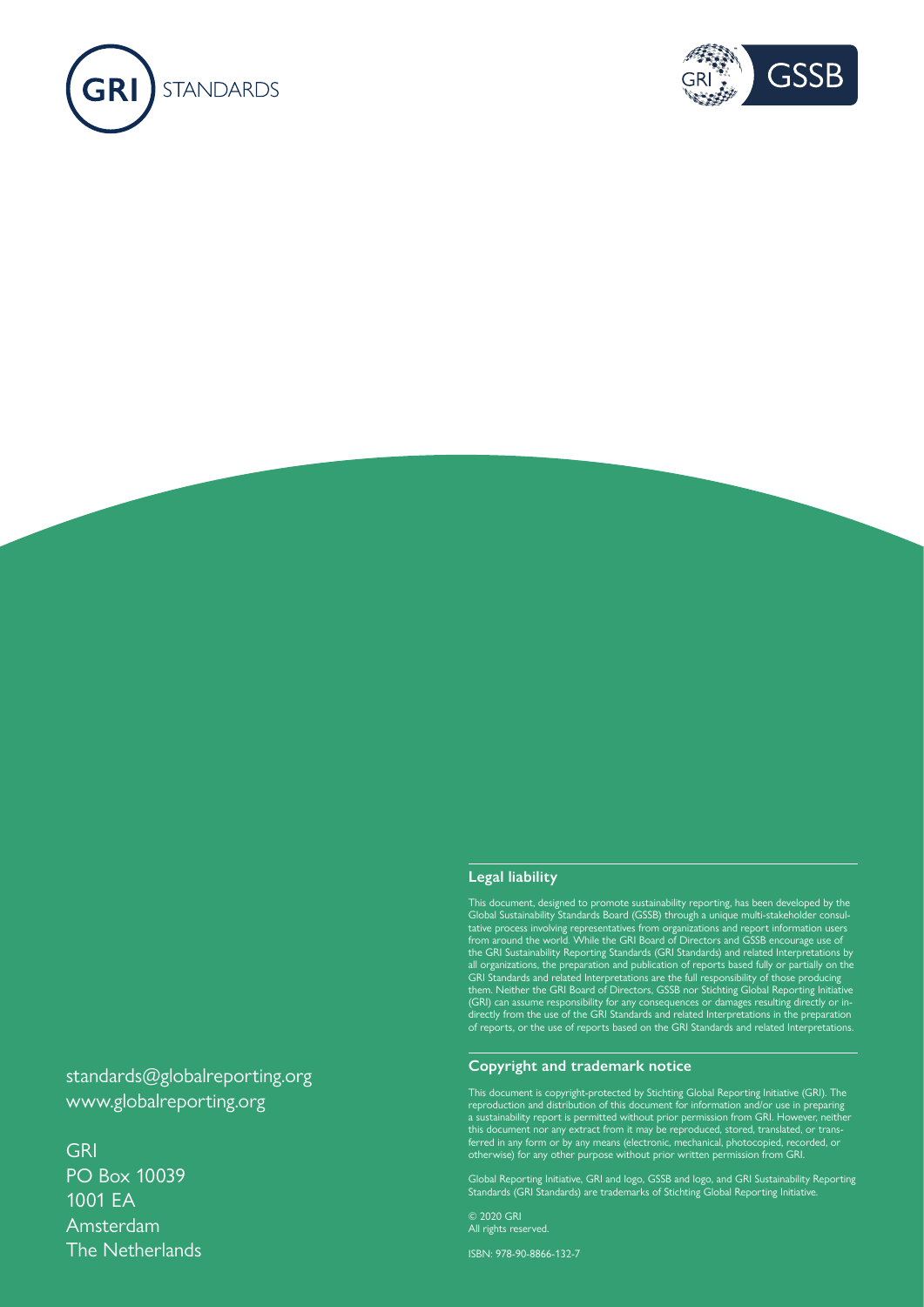GRI STANDARDS

GRI GSSB

standards@globalreporting.org
www.globalreporting.org

GRI
PO Box 10039
1001 EA
Amsterdam
The Netherlands

## Legal liability

This document, designed to promote sustainability reporting, has been developed by the Global Sustainability Standards Board (GSSB) through a unique multi-stakeholder consultative process involving representatives from organizations and report information users from around the world. While the GRI Board of Directors and GSSB encourage use of the GRI Sustainability Reporting Standards (GRI Standards) and related Interpretations by all organizations, the preparation and publication of reports based fully or partially on the GRI Standards and related Interpretations are the full responsibility of those producing them. Neither the GRI Board of Directors, GSSB nor Stichting Global Reporting Initiative (GRI) can assume responsibility for any consequences or damages resulting directly or indirectly from the use of the GRI Standards and related Interpretations in the preparation of reports, or the use of reports based on the GRI Standards and related Interpretations.

## Copyright and trademark notice

This document is copyright-protected by Stichting Global Reporting Initiative (GRI). The reproduction and distribution of this document for information and/or use in preparing a sustainability report is permitted without prior permission from GRI. However, neither this document nor any extract from it may be reproduced, stored, translated, or transferred in any form or by any means (electronic, mechanical, photocopied, recorded, or otherwise) for any other purpose without prior written permission from GRI.

Global Reporting Initiative, GRI and logo, GSSB and logo, and GRI Sustainability Reporting Standards (GRI Standards) are trademarks of Stichting Global Reporting Initiative.

© 2020 GRI
All rights reserved.

ISBN: 978-90-8866-132-7